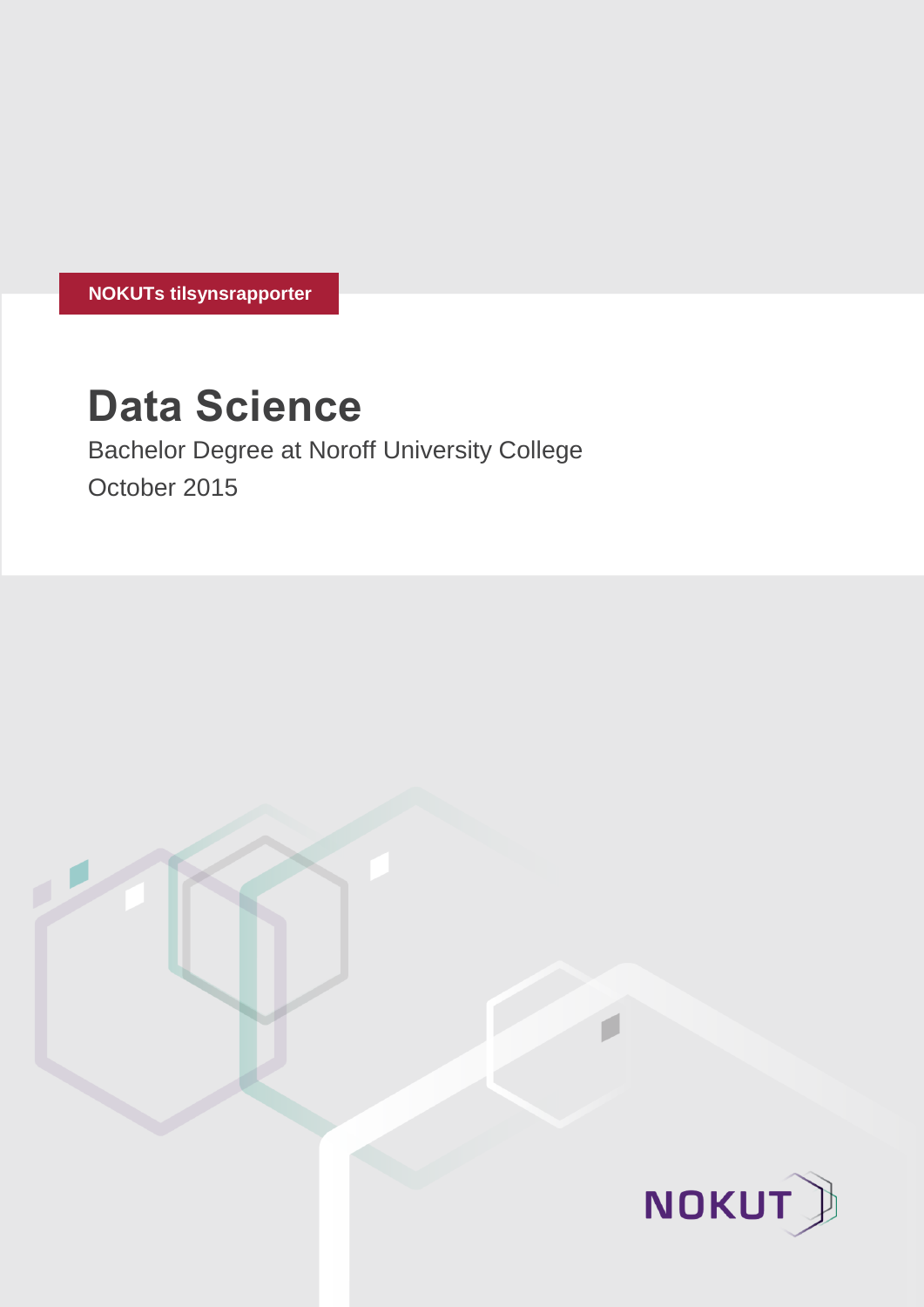NOKUTs tilsynsrapporter

# Data Science

Bachelor Degree at Noroff University College

October 2015

NOKUT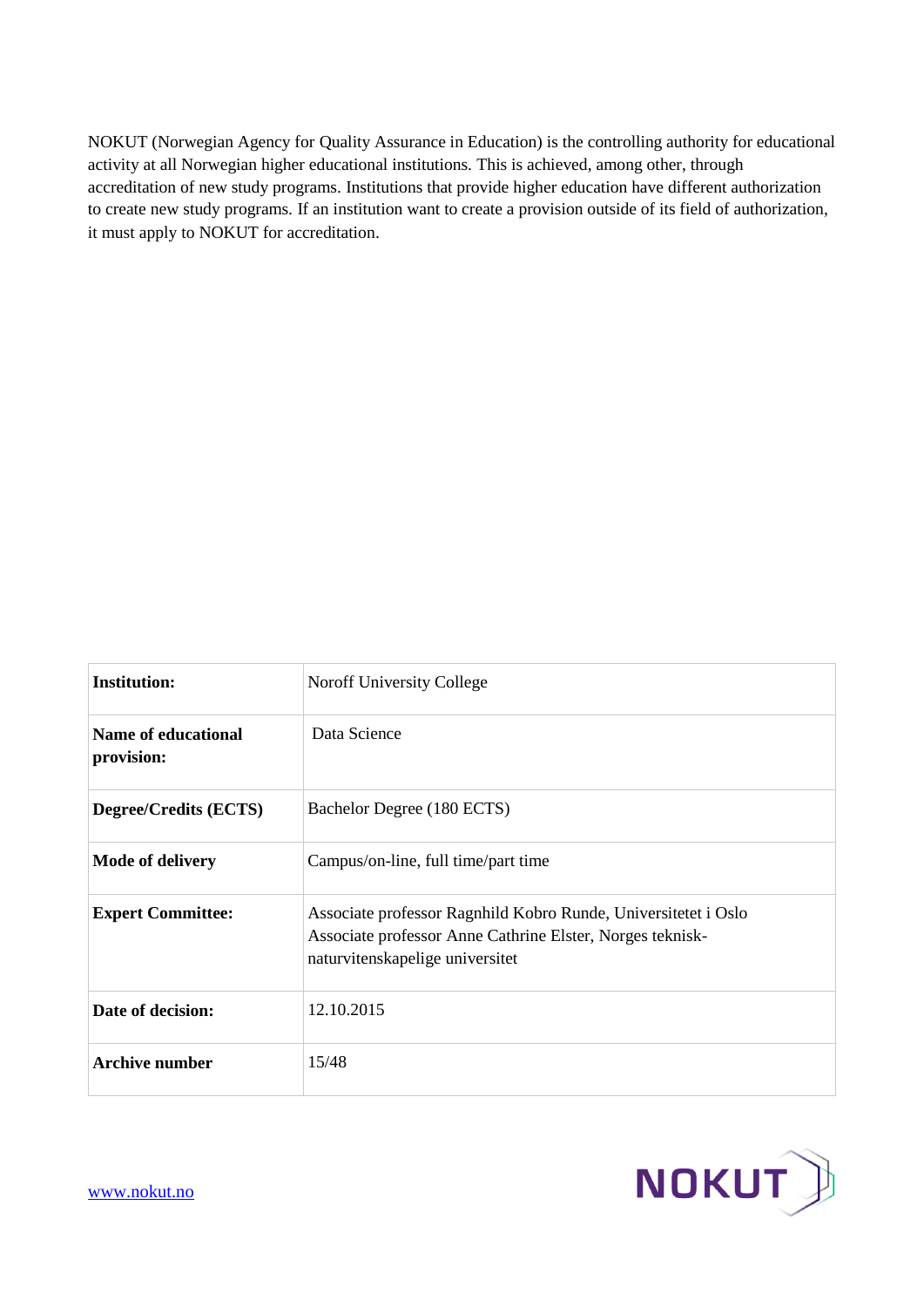NOKUT (Norwegian Agency for Quality Assurance in Education) is the controlling authority for educational activity at all Norwegian higher educational institutions. This is achieved, among other, through accreditation of new study programs. Institutions that provide higher education have different authorization to create new study programs. If an institution want to create a provision outside of its field of authorization, it must apply to NOKUT for accreditation.

| | |
|---|---|
| **Institution:** | Noroff University College |
| **Name of educational provision:** | Data Science |
| **Degree/Credits (ECTS)** | Bachelor Degree (180 ECTS) |
| **Mode of delivery** | Campus/on-line, full time/part time |
| **Expert Committee:** | Associate professor Ragnhild Kobro Runde, Universitetet i Oslo<br>Associate professor Anne Cathrine Elster, Norges teknisk-naturvitenskapelige universitet |
| **Date of decision:** | 12.10.2015 |
| **Archive number** | 15/48 |

www.nokut.no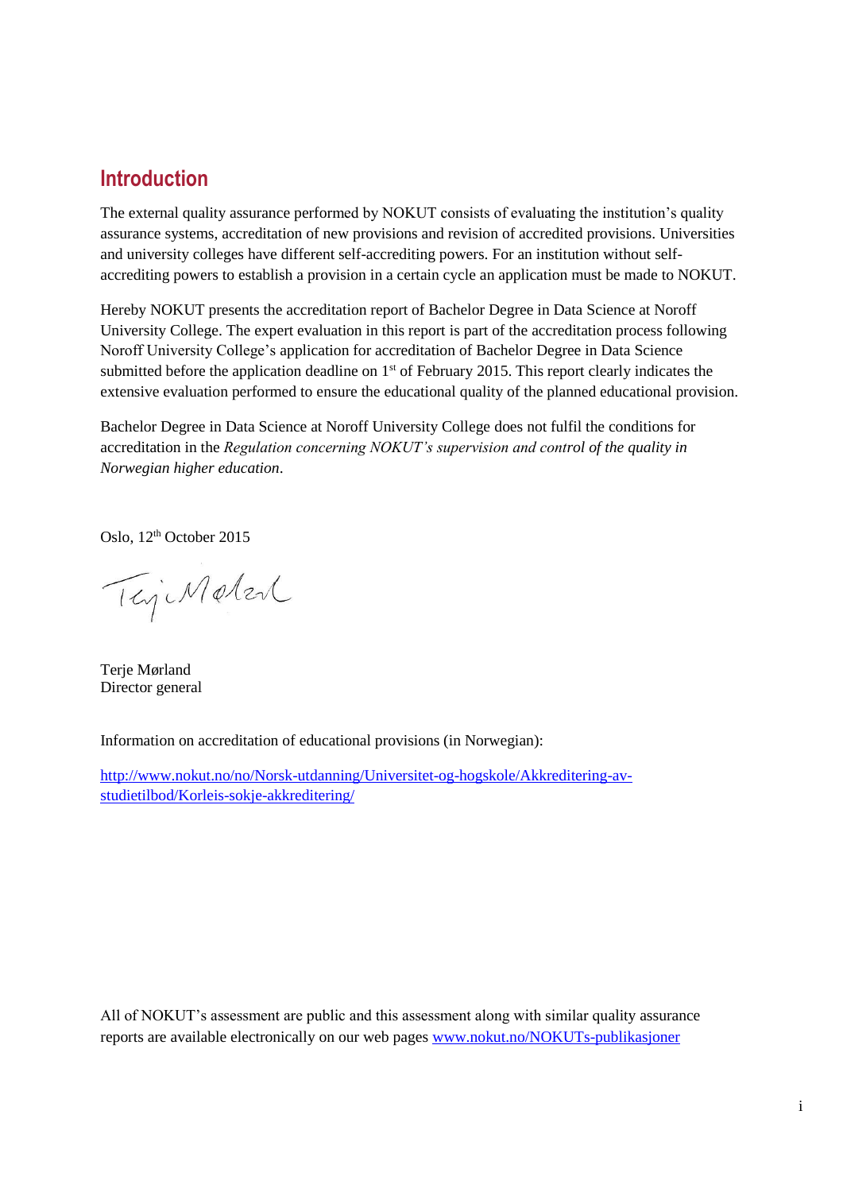## Introduction

The external quality assurance performed by NOKUT consists of evaluating the institution's quality assurance systems, accreditation of new provisions and revision of accredited provisions. Universities and university colleges have different self-accrediting powers. For an institution without self-accrediting powers to establish a provision in a certain cycle an application must be made to NOKUT.

Hereby NOKUT presents the accreditation report of Bachelor Degree in Data Science at Noroff University College. The expert evaluation in this report is part of the accreditation process following Noroff University College's application for accreditation of Bachelor Degree in Data Science submitted before the application deadline on 1st of February 2015. This report clearly indicates the extensive evaluation performed to ensure the educational quality of the planned educational provision.

Bachelor Degree in Data Science at Noroff University College does not fulfil the conditions for accreditation in the *Regulation concerning NOKUT's supervision and control of the quality in Norwegian higher education*.

Oslo, 12th October 2015

Terje Mørland
Director general

Information on accreditation of educational provisions (in Norwegian):

http://www.nokut.no/no/Norsk-utdanning/Universitet-og-hogskole/Akkreditering-av-studietilbod/Korleis-sokje-akkreditering/

All of NOKUT's assessment are public and this assessment along with similar quality assurance reports are available electronically on our web pages www.nokut.no/NOKUTs-publikasjoner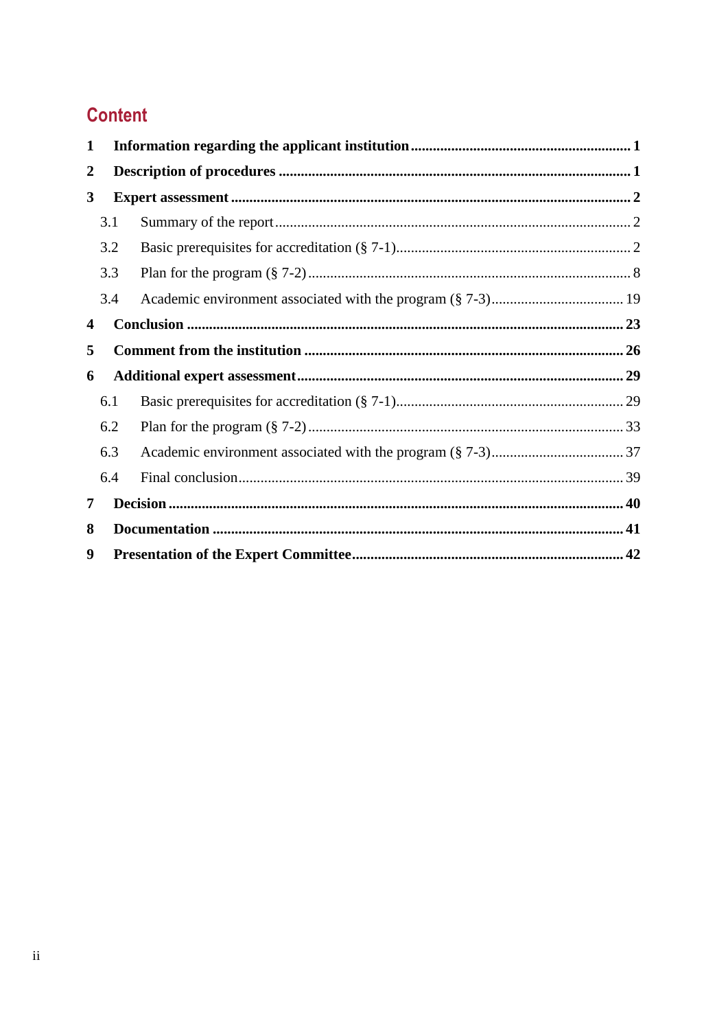# Content

**1 Information regarding the applicant institution** ........ **1**

**2 Description of procedures** ........ **1**

**3 Expert assessment** ........ **2**

- 3.1 Summary of the report ........ 2
- 3.2 Basic prerequisites for accreditation (§ 7-1) ........ 2
- 3.3 Plan for the program (§ 7-2) ........ 8
- 3.4 Academic environment associated with the program (§ 7-3) ........ 19

**4 Conclusion** ........ **23**

**5 Comment from the institution** ........ **26**

**6 Additional expert assessment** ........ **29**

- 6.1 Basic prerequisites for accreditation (§ 7-1) ........ 29
- 6.2 Plan for the program (§ 7-2) ........ 33
- 6.3 Academic environment associated with the program (§ 7-3) ........ 37
- 6.4 Final conclusion ........ 39

**7 Decision** ........ **40**

**8 Documentation** ........ **41**

**9 Presentation of the Expert Committee** ........ **42**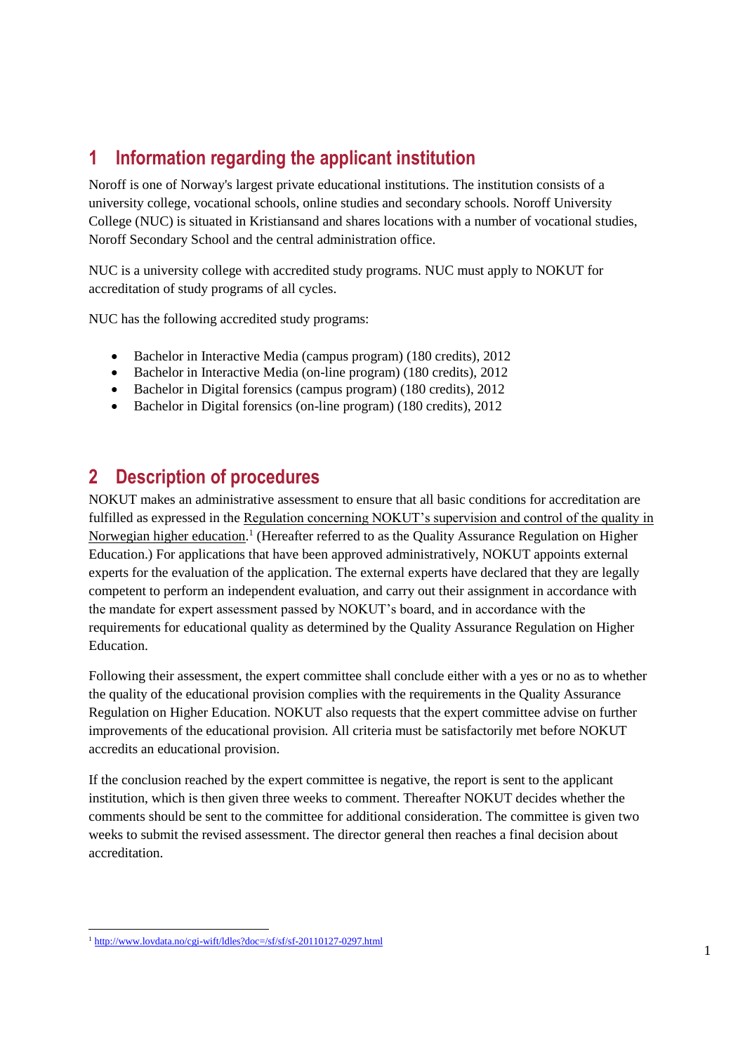# 1 Information regarding the applicant institution

Noroff is one of Norway's largest private educational institutions. The institution consists of a university college, vocational schools, online studies and secondary schools. Noroff University College (NUC) is situated in Kristiansand and shares locations with a number of vocational studies, Noroff Secondary School and the central administration office.

NUC is a university college with accredited study programs. NUC must apply to NOKUT for accreditation of study programs of all cycles.

NUC has the following accredited study programs:

- Bachelor in Interactive Media (campus program) (180 credits), 2012
- Bachelor in Interactive Media (on-line program) (180 credits), 2012
- Bachelor in Digital forensics (campus program) (180 credits), 2012
- Bachelor in Digital forensics (on-line program) (180 credits), 2012

# 2 Description of procedures

NOKUT makes an administrative assessment to ensure that all basic conditions for accreditation are fulfilled as expressed in the Regulation concerning NOKUT's supervision and control of the quality in Norwegian higher education.[1] (Hereafter referred to as the Quality Assurance Regulation on Higher Education.) For applications that have been approved administratively, NOKUT appoints external experts for the evaluation of the application. The external experts have declared that they are legally competent to perform an independent evaluation, and carry out their assignment in accordance with the mandate for expert assessment passed by NOKUT's board, and in accordance with the requirements for educational quality as determined by the Quality Assurance Regulation on Higher Education.

Following their assessment, the expert committee shall conclude either with a yes or no as to whether the quality of the educational provision complies with the requirements in the Quality Assurance Regulation on Higher Education. NOKUT also requests that the expert committee advise on further improvements of the educational provision. All criteria must be satisfactorily met before NOKUT accredits an educational provision.

If the conclusion reached by the expert committee is negative, the report is sent to the applicant institution, which is then given three weeks to comment. Thereafter NOKUT decides whether the comments should be sent to the committee for additional consideration. The committee is given two weeks to submit the revised assessment. The director general then reaches a final decision about accreditation.

[1] http://www.lovdata.no/cgi-wift/ldles?doc=/sf/sf/sf-20110127-0297.html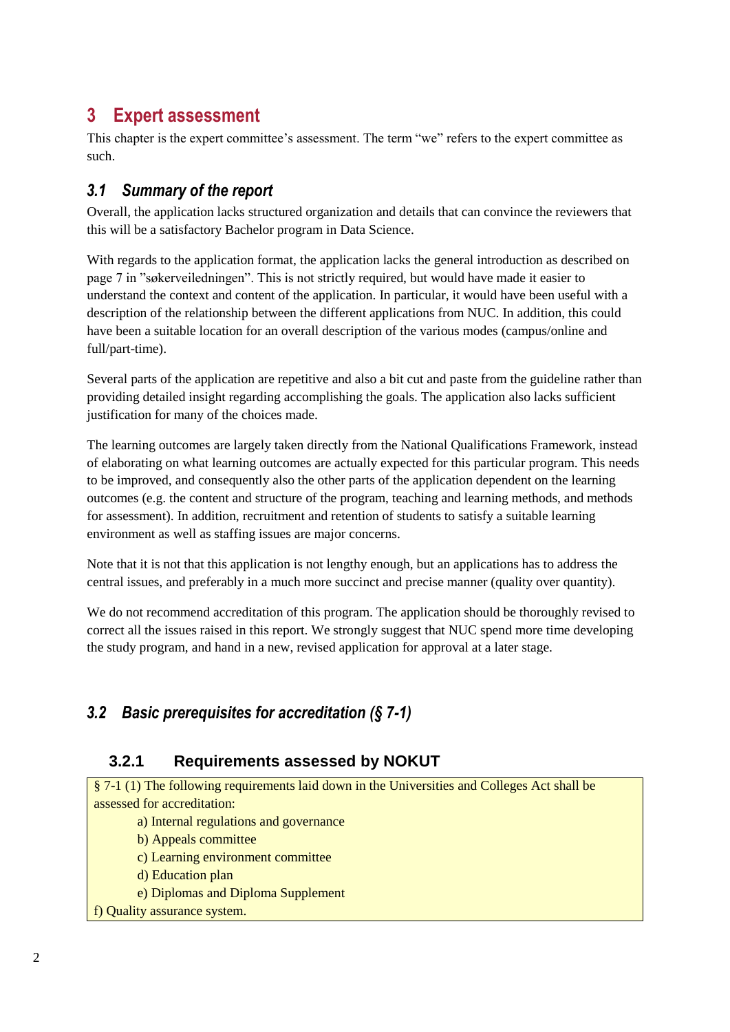# 3 Expert assessment

This chapter is the expert committee's assessment. The term "we" refers to the expert committee as such.

## *3.1 Summary of the report*

Overall, the application lacks structured organization and details that can convince the reviewers that this will be a satisfactory Bachelor program in Data Science.

With regards to the application format, the application lacks the general introduction as described on page 7 in "søkerveiledningen". This is not strictly required, but would have made it easier to understand the context and content of the application. In particular, it would have been useful with a description of the relationship between the different applications from NUC. In addition, this could have been a suitable location for an overall description of the various modes (campus/online and full/part-time).

Several parts of the application are repetitive and also a bit cut and paste from the guideline rather than providing detailed insight regarding accomplishing the goals. The application also lacks sufficient justification for many of the choices made.

The learning outcomes are largely taken directly from the National Qualifications Framework, instead of elaborating on what learning outcomes are actually expected for this particular program. This needs to be improved, and consequently also the other parts of the application dependent on the learning outcomes (e.g. the content and structure of the program, teaching and learning methods, and methods for assessment). In addition, recruitment and retention of students to satisfy a suitable learning environment as well as staffing issues are major concerns.

Note that it is not that this application is not lengthy enough, but an applications has to address the central issues, and preferably in a much more succinct and precise manner (quality over quantity).

We do not recommend accreditation of this program. The application should be thoroughly revised to correct all the issues raised in this report. We strongly suggest that NUC spend more time developing the study program, and hand in a new, revised application for approval at a later stage.

## *3.2 Basic prerequisites for accreditation (§ 7-1)*

### 3.2.1 Requirements assessed by NOKUT

§ 7-1 (1) The following requirements laid down in the Universities and Colleges Act shall be assessed for accreditation:

- a) Internal regulations and governance
- b) Appeals committee
- c) Learning environment committee
- d) Education plan
- e) Diplomas and Diploma Supplement

f) Quality assurance system.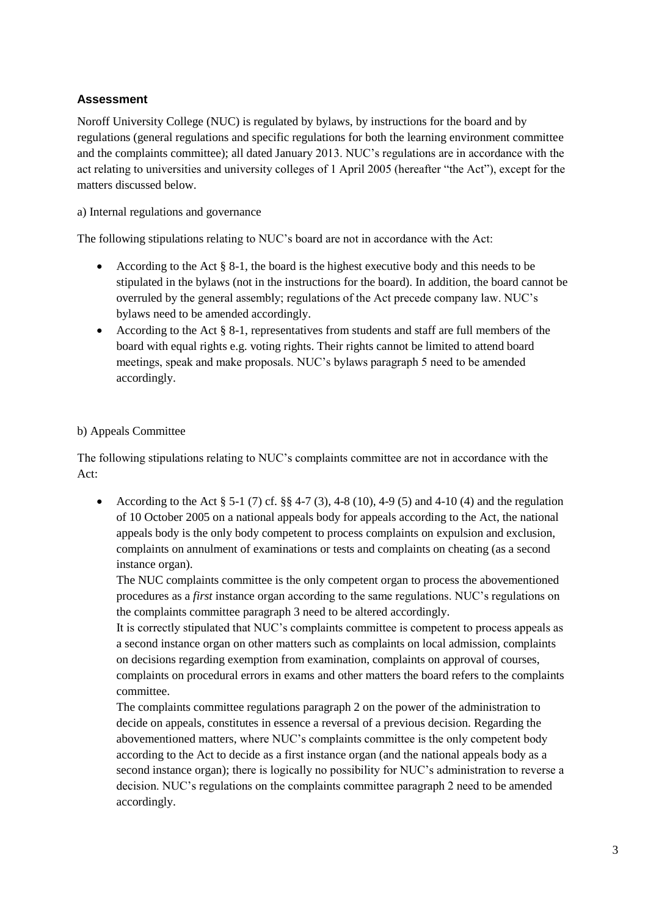## Assessment

Noroff University College (NUC) is regulated by bylaws, by instructions for the board and by regulations (general regulations and specific regulations for both the learning environment committee and the complaints committee); all dated January 2013. NUC's regulations are in accordance with the act relating to universities and university colleges of 1 April 2005 (hereafter "the Act"), except for the matters discussed below.

a) Internal regulations and governance

The following stipulations relating to NUC's board are not in accordance with the Act:

- According to the Act § 8-1, the board is the highest executive body and this needs to be stipulated in the bylaws (not in the instructions for the board). In addition, the board cannot be overruled by the general assembly; regulations of the Act precede company law. NUC's bylaws need to be amended accordingly.
- According to the Act § 8-1, representatives from students and staff are full members of the board with equal rights e.g. voting rights. Their rights cannot be limited to attend board meetings, speak and make proposals. NUC's bylaws paragraph 5 need to be amended accordingly.

b) Appeals Committee

The following stipulations relating to NUC's complaints committee are not in accordance with the Act:

- According to the Act § 5-1 (7) cf. §§ 4-7 (3), 4-8 (10), 4-9 (5) and 4-10 (4) and the regulation of 10 October 2005 on a national appeals body for appeals according to the Act, the national appeals body is the only body competent to process complaints on expulsion and exclusion, complaints on annulment of examinations or tests and complaints on cheating (as a second instance organ).
  The NUC complaints committee is the only competent organ to process the abovementioned procedures as a *first* instance organ according to the same regulations. NUC's regulations on the complaints committee paragraph 3 need to be altered accordingly.
  It is correctly stipulated that NUC's complaints committee is competent to process appeals as a second instance organ on other matters such as complaints on local admission, complaints on decisions regarding exemption from examination, complaints on approval of courses, complaints on procedural errors in exams and other matters the board refers to the complaints committee.
  The complaints committee regulations paragraph 2 on the power of the administration to decide on appeals, constitutes in essence a reversal of a previous decision. Regarding the abovementioned matters, where NUC's complaints committee is the only competent body according to the Act to decide as a first instance organ (and the national appeals body as a second instance organ); there is logically no possibility for NUC's administration to reverse a decision. NUC's regulations on the complaints committee paragraph 2 need to be amended accordingly.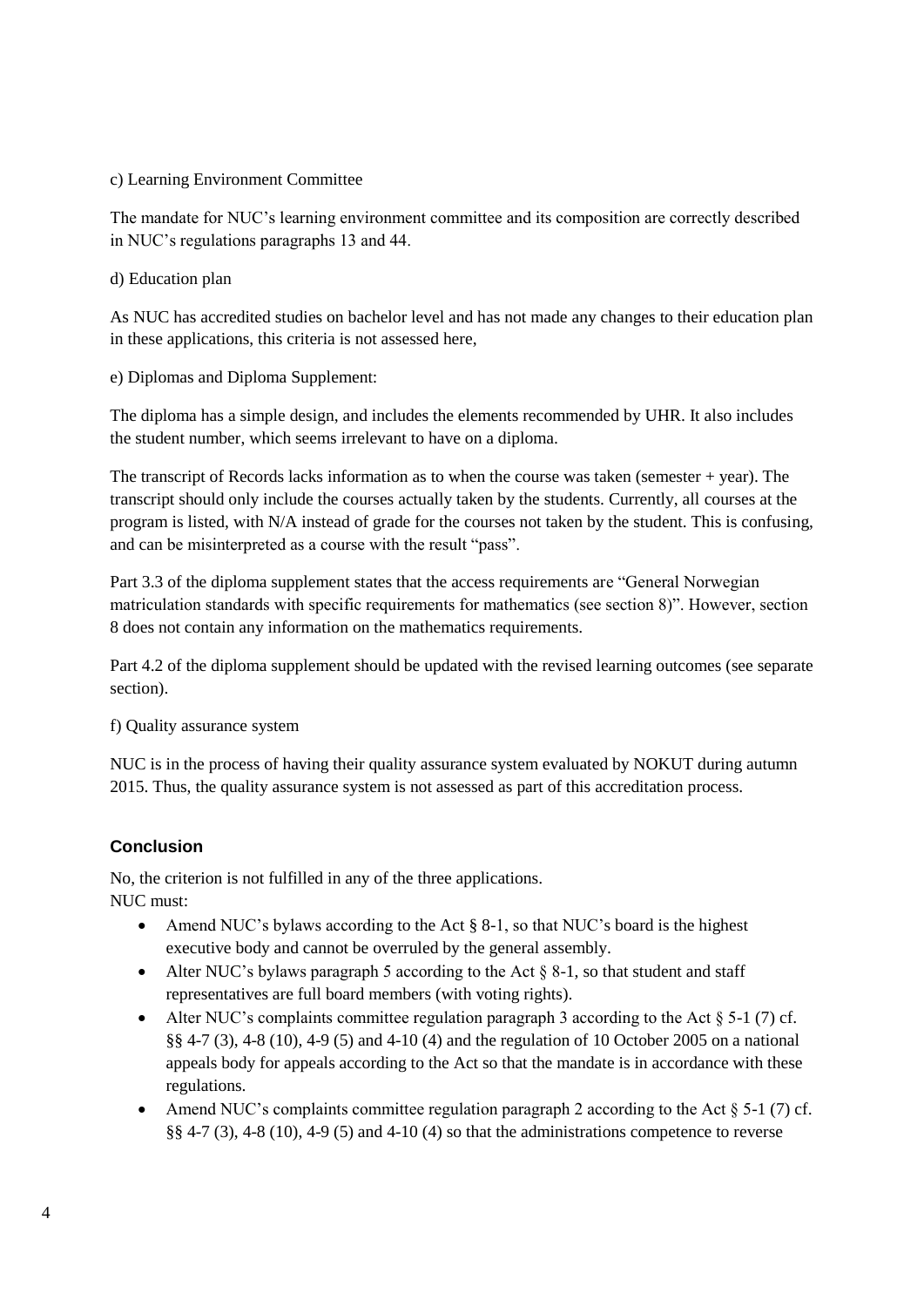c) Learning Environment Committee

The mandate for NUC's learning environment committee and its composition are correctly described in NUC's regulations paragraphs 13 and 44.

d) Education plan

As NUC has accredited studies on bachelor level and has not made any changes to their education plan in these applications, this criteria is not assessed here,

e) Diplomas and Diploma Supplement:

The diploma has a simple design, and includes the elements recommended by UHR. It also includes the student number, which seems irrelevant to have on a diploma.

The transcript of Records lacks information as to when the course was taken (semester + year). The transcript should only include the courses actually taken by the students. Currently, all courses at the program is listed, with N/A instead of grade for the courses not taken by the student. This is confusing, and can be misinterpreted as a course with the result "pass".

Part 3.3 of the diploma supplement states that the access requirements are "General Norwegian matriculation standards with specific requirements for mathematics (see section 8)". However, section 8 does not contain any information on the mathematics requirements.

Part 4.2 of the diploma supplement should be updated with the revised learning outcomes (see separate section).

f) Quality assurance system

NUC is in the process of having their quality assurance system evaluated by NOKUT during autumn 2015. Thus, the quality assurance system is not assessed as part of this accreditation process.

### Conclusion

No, the criterion is not fulfilled in any of the three applications.
NUC must:

- Amend NUC's bylaws according to the Act § 8-1, so that NUC's board is the highest executive body and cannot be overruled by the general assembly.
- Alter NUC's bylaws paragraph 5 according to the Act § 8-1, so that student and staff representatives are full board members (with voting rights).
- Alter NUC's complaints committee regulation paragraph 3 according to the Act § 5-1 (7) cf. §§ 4-7 (3), 4-8 (10), 4-9 (5) and 4-10 (4) and the regulation of 10 October 2005 on a national appeals body for appeals according to the Act so that the mandate is in accordance with these regulations.
- Amend NUC's complaints committee regulation paragraph 2 according to the Act § 5-1 (7) cf. §§ 4-7 (3), 4-8 (10), 4-9 (5) and 4-10 (4) so that the administrations competence to reverse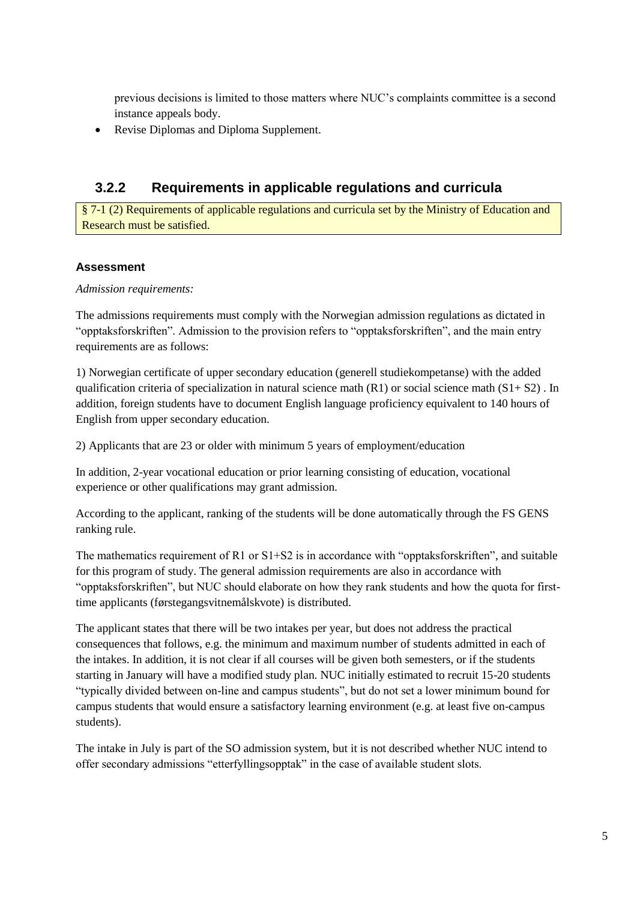previous decisions is limited to those matters where NUC's complaints committee is a second instance appeals body.

- Revise Diplomas and Diploma Supplement.

### 3.2.2 Requirements in applicable regulations and curricula

§ 7-1 (2) Requirements of applicable regulations and curricula set by the Ministry of Education and Research must be satisfied.

#### Assessment

*Admission requirements:*

The admissions requirements must comply with the Norwegian admission regulations as dictated in "opptaksforskriften". Admission to the provision refers to "opptaksforskriften", and the main entry requirements are as follows:

1) Norwegian certificate of upper secondary education (generell studiekompetanse) with the added qualification criteria of specialization in natural science math (R1) or social science math (S1+ S2) . In addition, foreign students have to document English language proficiency equivalent to 140 hours of English from upper secondary education.

2) Applicants that are 23 or older with minimum 5 years of employment/education

In addition, 2-year vocational education or prior learning consisting of education, vocational experience or other qualifications may grant admission.

According to the applicant, ranking of the students will be done automatically through the FS GENS ranking rule.

The mathematics requirement of R1 or S1+S2 is in accordance with "opptaksforskriften", and suitable for this program of study. The general admission requirements are also in accordance with "opptaksforskriften", but NUC should elaborate on how they rank students and how the quota for first-time applicants (førstegangsvitnemålskvote) is distributed.

The applicant states that there will be two intakes per year, but does not address the practical consequences that follows, e.g. the minimum and maximum number of students admitted in each of the intakes. In addition, it is not clear if all courses will be given both semesters, or if the students starting in January will have a modified study plan. NUC initially estimated to recruit 15-20 students "typically divided between on-line and campus students", but do not set a lower minimum bound for campus students that would ensure a satisfactory learning environment (e.g. at least five on-campus students).

The intake in July is part of the SO admission system, but it is not described whether NUC intend to offer secondary admissions "etterfyllingsopptak" in the case of available student slots.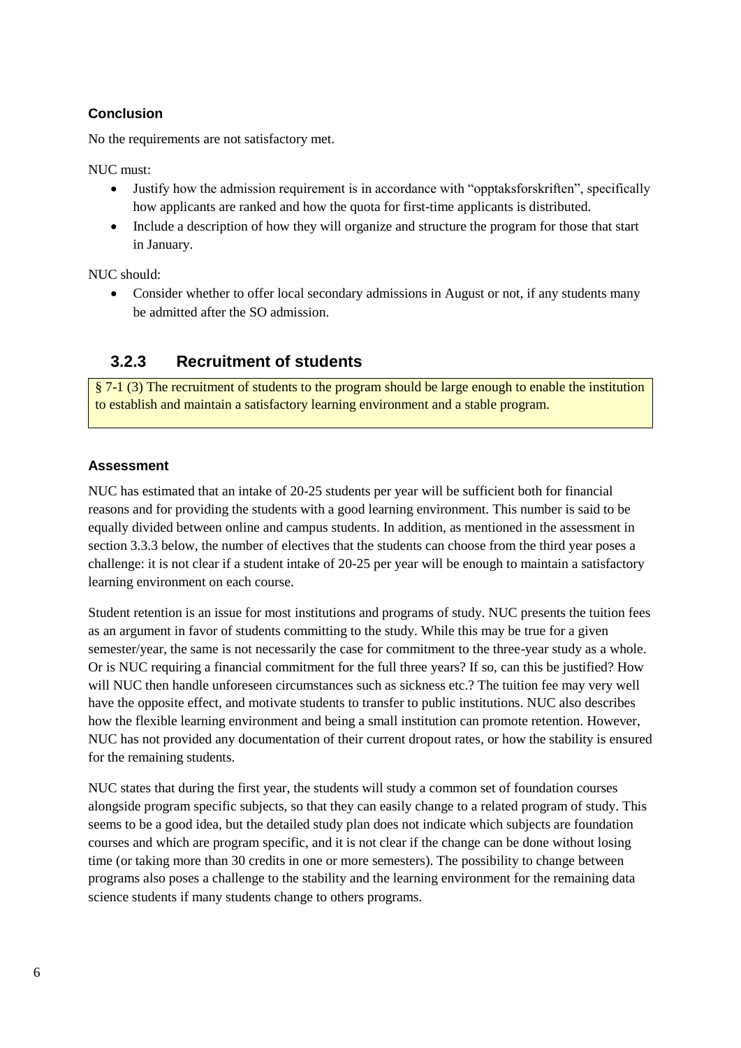#### Conclusion

No the requirements are not satisfactory met.

NUC must:

- Justify how the admission requirement is in accordance with "opptaksforskriften", specifically how applicants are ranked and how the quota for first-time applicants is distributed.
- Include a description of how they will organize and structure the program for those that start in January.

NUC should:

- Consider whether to offer local secondary admissions in August or not, if any students many be admitted after the SO admission.

### 3.2.3 Recruitment of students

§ 7-1 (3) The recruitment of students to the program should be large enough to enable the institution to establish and maintain a satisfactory learning environment and a stable program.

#### Assessment

NUC has estimated that an intake of 20-25 students per year will be sufficient both for financial reasons and for providing the students with a good learning environment. This number is said to be equally divided between online and campus students. In addition, as mentioned in the assessment in section 3.3.3 below, the number of electives that the students can choose from the third year poses a challenge: it is not clear if a student intake of 20-25 per year will be enough to maintain a satisfactory learning environment on each course.

Student retention is an issue for most institutions and programs of study. NUC presents the tuition fees as an argument in favor of students committing to the study. While this may be true for a given semester/year, the same is not necessarily the case for commitment to the three-year study as a whole. Or is NUC requiring a financial commitment for the full three years? If so, can this be justified? How will NUC then handle unforeseen circumstances such as sickness etc.? The tuition fee may very well have the opposite effect, and motivate students to transfer to public institutions. NUC also describes how the flexible learning environment and being a small institution can promote retention. However, NUC has not provided any documentation of their current dropout rates, or how the stability is ensured for the remaining students.

NUC states that during the first year, the students will study a common set of foundation courses alongside program specific subjects, so that they can easily change to a related program of study. This seems to be a good idea, but the detailed study plan does not indicate which subjects are foundation courses and which are program specific, and it is not clear if the change can be done without losing time (or taking more than 30 credits in one or more semesters). The possibility to change between programs also poses a challenge to the stability and the learning environment for the remaining data science students if many students change to others programs.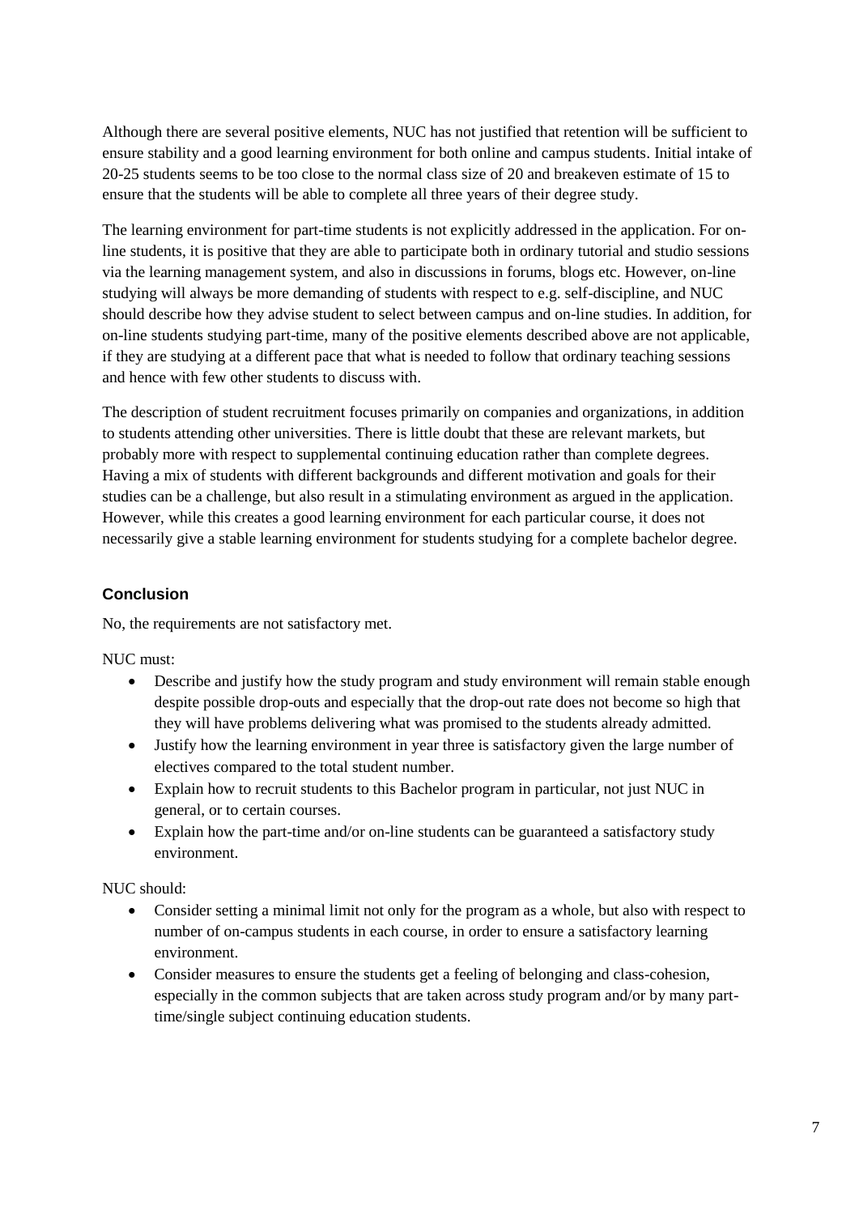Although there are several positive elements, NUC has not justified that retention will be sufficient to ensure stability and a good learning environment for both online and campus students. Initial intake of 20-25 students seems to be too close to the normal class size of 20 and breakeven estimate of 15 to ensure that the students will be able to complete all three years of their degree study.

The learning environment for part-time students is not explicitly addressed in the application. For on-line students, it is positive that they are able to participate both in ordinary tutorial and studio sessions via the learning management system, and also in discussions in forums, blogs etc. However, on-line studying will always be more demanding of students with respect to e.g. self-discipline, and NUC should describe how they advise student to select between campus and on-line studies. In addition, for on-line students studying part-time, many of the positive elements described above are not applicable, if they are studying at a different pace that what is needed to follow that ordinary teaching sessions and hence with few other students to discuss with.

The description of student recruitment focuses primarily on companies and organizations, in addition to students attending other universities. There is little doubt that these are relevant markets, but probably more with respect to supplemental continuing education rather than complete degrees. Having a mix of students with different backgrounds and different motivation and goals for their studies can be a challenge, but also result in a stimulating environment as argued in the application. However, while this creates a good learning environment for each particular course, it does not necessarily give a stable learning environment for students studying for a complete bachelor degree.

### Conclusion

No, the requirements are not satisfactory met.

NUC must:

- Describe and justify how the study program and study environment will remain stable enough despite possible drop-outs and especially that the drop-out rate does not become so high that they will have problems delivering what was promised to the students already admitted.
- Justify how the learning environment in year three is satisfactory given the large number of electives compared to the total student number.
- Explain how to recruit students to this Bachelor program in particular, not just NUC in general, or to certain courses.
- Explain how the part-time and/or on-line students can be guaranteed a satisfactory study environment.

NUC should:

- Consider setting a minimal limit not only for the program as a whole, but also with respect to number of on-campus students in each course, in order to ensure a satisfactory learning environment.
- Consider measures to ensure the students get a feeling of belonging and class-cohesion, especially in the common subjects that are taken across study program and/or by many part-time/single subject continuing education students.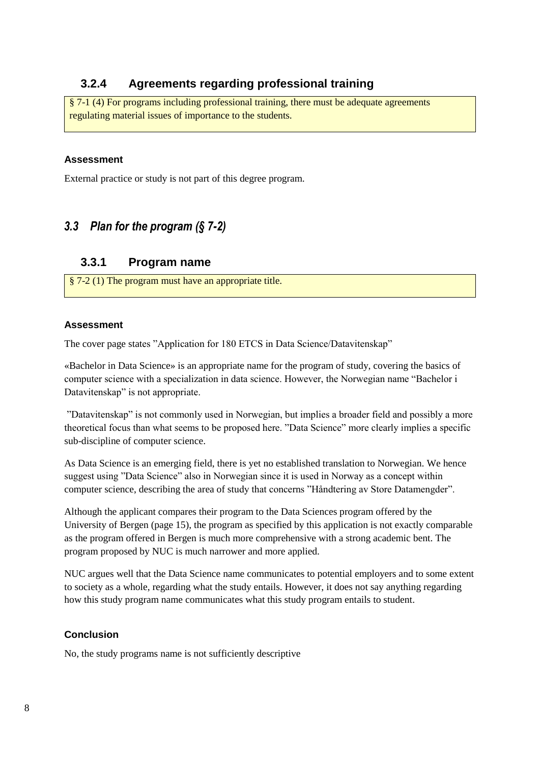### 3.2.4 Agreements regarding professional training

> § 7-1 (4) For programs including professional training, there must be adequate agreements regulating material issues of importance to the students.

#### Assessment

External practice or study is not part of this degree program.

## *3.3 Plan for the program (§ 7-2)*

### 3.3.1 Program name

> § 7-2 (1) The program must have an appropriate title.

#### Assessment

The cover page states ”Application for 180 ETCS in Data Science/Datavitenskap”

«Bachelor in Data Science» is an appropriate name for the program of study, covering the basics of computer science with a specialization in data science. However, the Norwegian name “Bachelor i Datavitenskap” is not appropriate.

”Datavitenskap” is not commonly used in Norwegian, but implies a broader field and possibly a more theoretical focus than what seems to be proposed here. ”Data Science” more clearly implies a specific sub-discipline of computer science.

As Data Science is an emerging field, there is yet no established translation to Norwegian. We hence suggest using ”Data Science” also in Norwegian since it is used in Norway as a concept within computer science, describing the area of study that concerns ”Håndtering av Store Datamengder”.

Although the applicant compares their program to the Data Sciences program offered by the University of Bergen (page 15), the program as specified by this application is not exactly comparable as the program offered in Bergen is much more comprehensive with a strong academic bent. The program proposed by NUC is much narrower and more applied.

NUC argues well that the Data Science name communicates to potential employers and to some extent to society as a whole, regarding what the study entails. However, it does not say anything regarding how this study program name communicates what this study program entails to student.

#### Conclusion

No, the study programs name is not sufficiently descriptive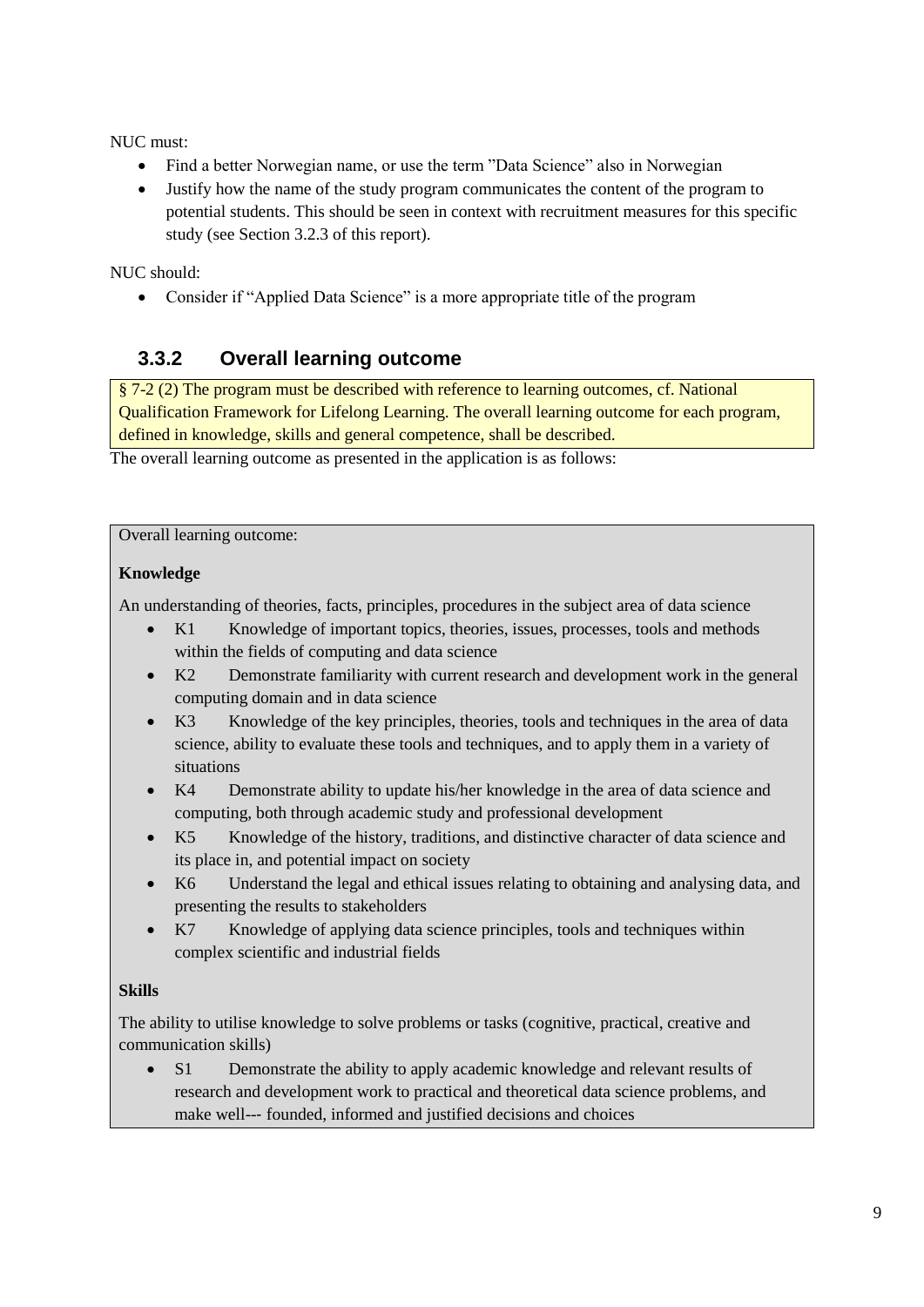NUC must:

- Find a better Norwegian name, or use the term "Data Science" also in Norwegian
- Justify how the name of the study program communicates the content of the program to potential students. This should be seen in context with recruitment measures for this specific study (see Section 3.2.3 of this report).

NUC should:

- Consider if "Applied Data Science" is a more appropriate title of the program

### 3.3.2 Overall learning outcome

§ 7-2 (2) The program must be described with reference to learning outcomes, cf. National Qualification Framework for Lifelong Learning. The overall learning outcome for each program, defined in knowledge, skills and general competence, shall be described.

The overall learning outcome as presented in the application is as follows:

Overall learning outcome:

**Knowledge**

An understanding of theories, facts, principles, procedures in the subject area of data science

- K1 Knowledge of important topics, theories, issues, processes, tools and methods within the fields of computing and data science
- K2 Demonstrate familiarity with current research and development work in the general computing domain and in data science
- K3 Knowledge of the key principles, theories, tools and techniques in the area of data science, ability to evaluate these tools and techniques, and to apply them in a variety of situations
- K4 Demonstrate ability to update his/her knowledge in the area of data science and computing, both through academic study and professional development
- K5 Knowledge of the history, traditions, and distinctive character of data science and its place in, and potential impact on society
- K6 Understand the legal and ethical issues relating to obtaining and analysing data, and presenting the results to stakeholders
- K7 Knowledge of applying data science principles, tools and techniques within complex scientific and industrial fields

**Skills**

The ability to utilise knowledge to solve problems or tasks (cognitive, practical, creative and communication skills)

- S1 Demonstrate the ability to apply academic knowledge and relevant results of research and development work to practical and theoretical data science problems, and make well--- founded, informed and justified decisions and choices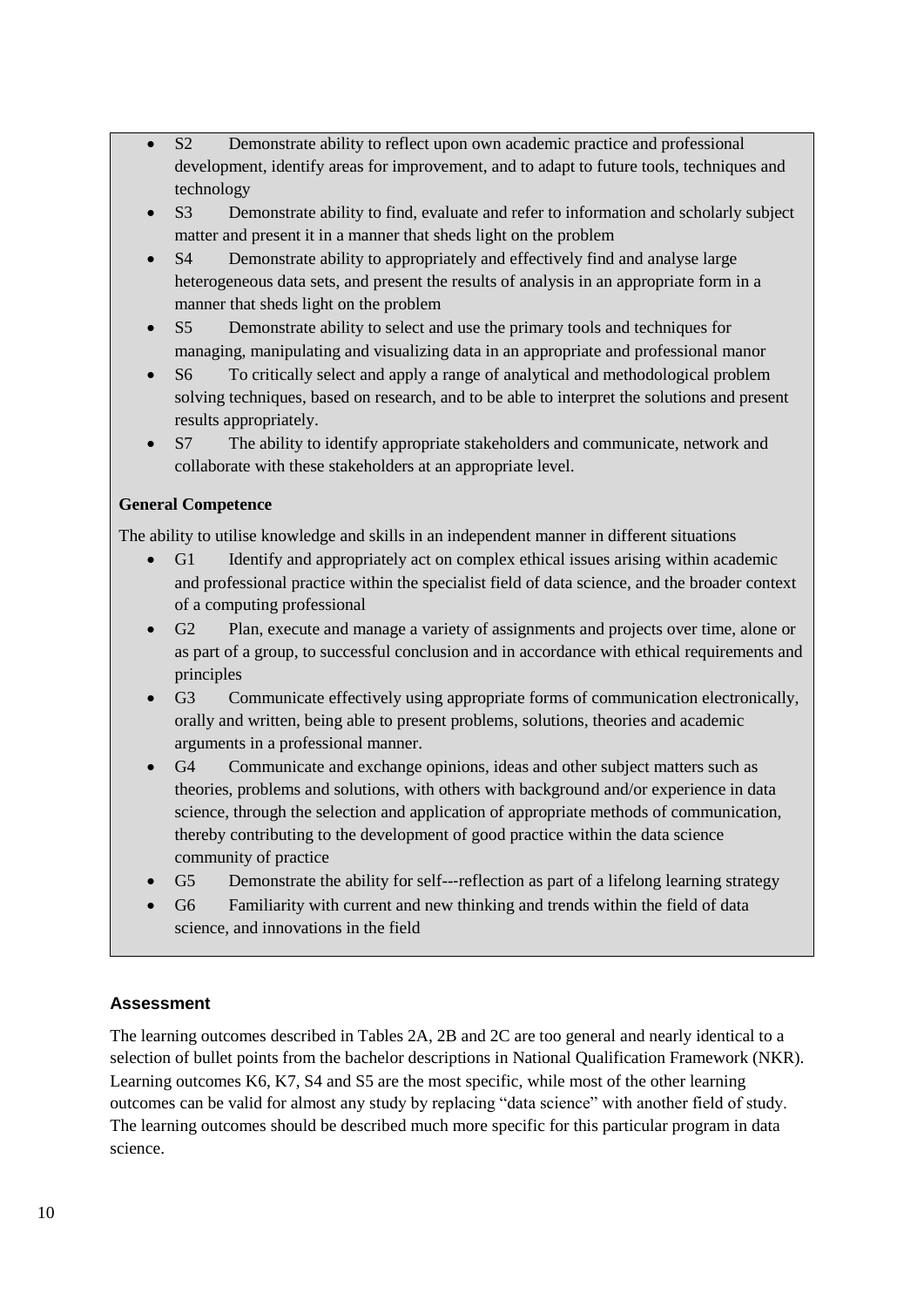- S2 Demonstrate ability to reflect upon own academic practice and professional development, identify areas for improvement, and to adapt to future tools, techniques and technology
- S3 Demonstrate ability to find, evaluate and refer to information and scholarly subject matter and present it in a manner that sheds light on the problem
- S4 Demonstrate ability to appropriately and effectively find and analyse large heterogeneous data sets, and present the results of analysis in an appropriate form in a manner that sheds light on the problem
- S5 Demonstrate ability to select and use the primary tools and techniques for managing, manipulating and visualizing data in an appropriate and professional manor
- S6 To critically select and apply a range of analytical and methodological problem solving techniques, based on research, and to be able to interpret the solutions and present results appropriately.
- S7 The ability to identify appropriate stakeholders and communicate, network and collaborate with these stakeholders at an appropriate level.

**General Competence**

The ability to utilise knowledge and skills in an independent manner in different situations

- G1 Identify and appropriately act on complex ethical issues arising within academic and professional practice within the specialist field of data science, and the broader context of a computing professional
- G2 Plan, execute and manage a variety of assignments and projects over time, alone or as part of a group, to successful conclusion and in accordance with ethical requirements and principles
- G3 Communicate effectively using appropriate forms of communication electronically, orally and written, being able to present problems, solutions, theories and academic arguments in a professional manner.
- G4 Communicate and exchange opinions, ideas and other subject matters such as theories, problems and solutions, with others with background and/or experience in data science, through the selection and application of appropriate methods of communication, thereby contributing to the development of good practice within the data science community of practice
- G5 Demonstrate the ability for self---reflection as part of a lifelong learning strategy
- G6 Familiarity with current and new thinking and trends within the field of data science, and innovations in the field

### Assessment

The learning outcomes described in Tables 2A, 2B and 2C are too general and nearly identical to a selection of bullet points from the bachelor descriptions in National Qualification Framework (NKR). Learning outcomes K6, K7, S4 and S5 are the most specific, while most of the other learning outcomes can be valid for almost any study by replacing "data science" with another field of study. The learning outcomes should be described much more specific for this particular program in data science.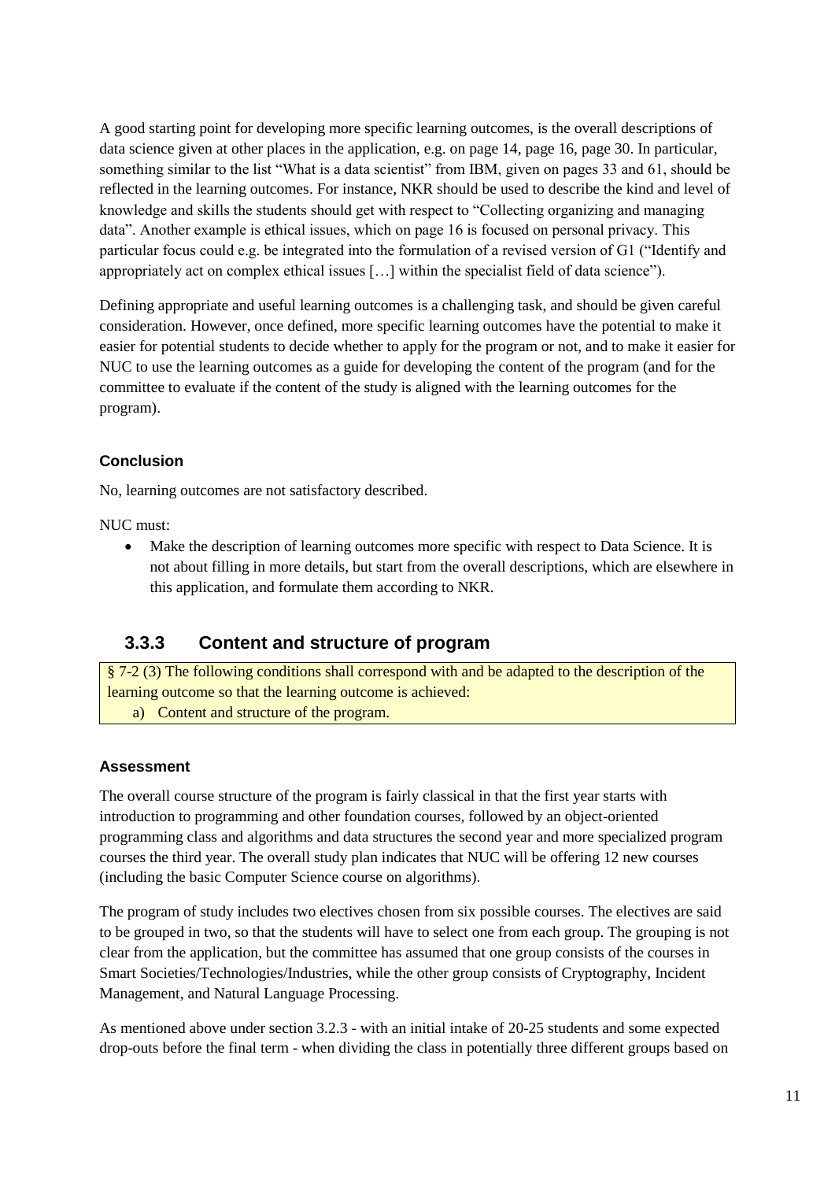A good starting point for developing more specific learning outcomes, is the overall descriptions of data science given at other places in the application, e.g. on page 14, page 16, page 30. In particular, something similar to the list "What is a data scientist" from IBM, given on pages 33 and 61, should be reflected in the learning outcomes. For instance, NKR should be used to describe the kind and level of knowledge and skills the students should get with respect to "Collecting organizing and managing data". Another example is ethical issues, which on page 16 is focused on personal privacy. This particular focus could e.g. be integrated into the formulation of a revised version of G1 ("Identify and appropriately act on complex ethical issues […] within the specialist field of data science").

Defining appropriate and useful learning outcomes is a challenging task, and should be given careful consideration. However, once defined, more specific learning outcomes have the potential to make it easier for potential students to decide whether to apply for the program or not, and to make it easier for NUC to use the learning outcomes as a guide for developing the content of the program (and for the committee to evaluate if the content of the study is aligned with the learning outcomes for the program).

#### Conclusion

No, learning outcomes are not satisfactory described.

NUC must:

- Make the description of learning outcomes more specific with respect to Data Science. It is not about filling in more details, but start from the overall descriptions, which are elsewhere in this application, and formulate them according to NKR.

### 3.3.3 Content and structure of program

§ 7-2 (3) The following conditions shall correspond with and be adapted to the description of the learning outcome so that the learning outcome is achieved:

a) Content and structure of the program.

#### Assessment

The overall course structure of the program is fairly classical in that the first year starts with introduction to programming and other foundation courses, followed by an object-oriented programming class and algorithms and data structures the second year and more specialized program courses the third year. The overall study plan indicates that NUC will be offering 12 new courses (including the basic Computer Science course on algorithms).

The program of study includes two electives chosen from six possible courses. The electives are said to be grouped in two, so that the students will have to select one from each group. The grouping is not clear from the application, but the committee has assumed that one group consists of the courses in Smart Societies/Technologies/Industries, while the other group consists of Cryptography, Incident Management, and Natural Language Processing.

As mentioned above under section 3.2.3 - with an initial intake of 20-25 students and some expected drop-outs before the final term - when dividing the class in potentially three different groups based on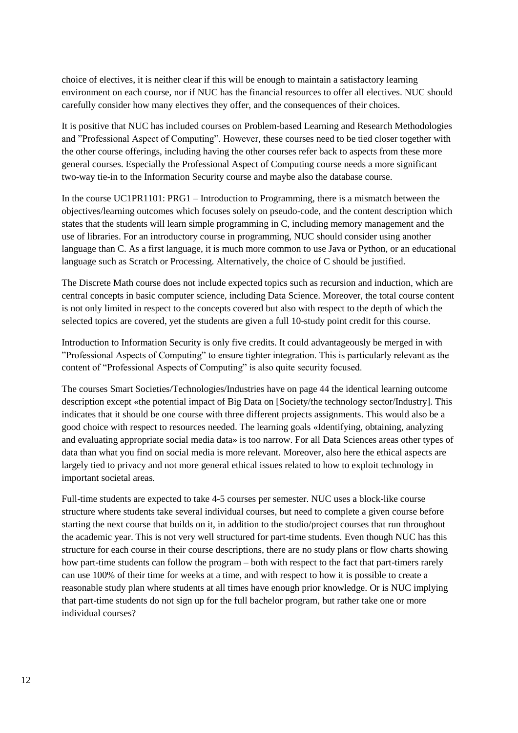choice of electives, it is neither clear if this will be enough to maintain a satisfactory learning environment on each course, nor if NUC has the financial resources to offer all electives. NUC should carefully consider how many electives they offer, and the consequences of their choices.

It is positive that NUC has included courses on Problem-based Learning and Research Methodologies and ”Professional Aspect of Computing”. However, these courses need to be tied closer together with the other course offerings, including having the other courses refer back to aspects from these more general courses. Especially the Professional Aspect of Computing course needs a more significant two-way tie-in to the Information Security course and maybe also the database course.

In the course UC1PR1101: PRG1 – Introduction to Programming, there is a mismatch between the objectives/learning outcomes which focuses solely on pseudo-code, and the content description which states that the students will learn simple programming in C, including memory management and the use of libraries. For an introductory course in programming, NUC should consider using another language than C. As a first language, it is much more common to use Java or Python, or an educational language such as Scratch or Processing. Alternatively, the choice of C should be justified.

The Discrete Math course does not include expected topics such as recursion and induction, which are central concepts in basic computer science, including Data Science. Moreover, the total course content is not only limited in respect to the concepts covered but also with respect to the depth of which the selected topics are covered, yet the students are given a full 10-study point credit for this course.

Introduction to Information Security is only five credits. It could advantageously be merged in with ”Professional Aspects of Computing” to ensure tighter integration. This is particularly relevant as the content of “Professional Aspects of Computing” is also quite security focused.

The courses Smart Societies/Technologies/Industries have on page 44 the identical learning outcome description except «the potential impact of Big Data on [Society/the technology sector/Industry]. This indicates that it should be one course with three different projects assignments. This would also be a good choice with respect to resources needed. The learning goals «Identifying, obtaining, analyzing and evaluating appropriate social media data» is too narrow. For all Data Sciences areas other types of data than what you find on social media is more relevant. Moreover, also here the ethical aspects are largely tied to privacy and not more general ethical issues related to how to exploit technology in important societal areas.

Full-time students are expected to take 4-5 courses per semester. NUC uses a block-like course structure where students take several individual courses, but need to complete a given course before starting the next course that builds on it, in addition to the studio/project courses that run throughout the academic year. This is not very well structured for part-time students. Even though NUC has this structure for each course in their course descriptions, there are no study plans or flow charts showing how part-time students can follow the program – both with respect to the fact that part-timers rarely can use 100% of their time for weeks at a time, and with respect to how it is possible to create a reasonable study plan where students at all times have enough prior knowledge. Or is NUC implying that part-time students do not sign up for the full bachelor program, but rather take one or more individual courses?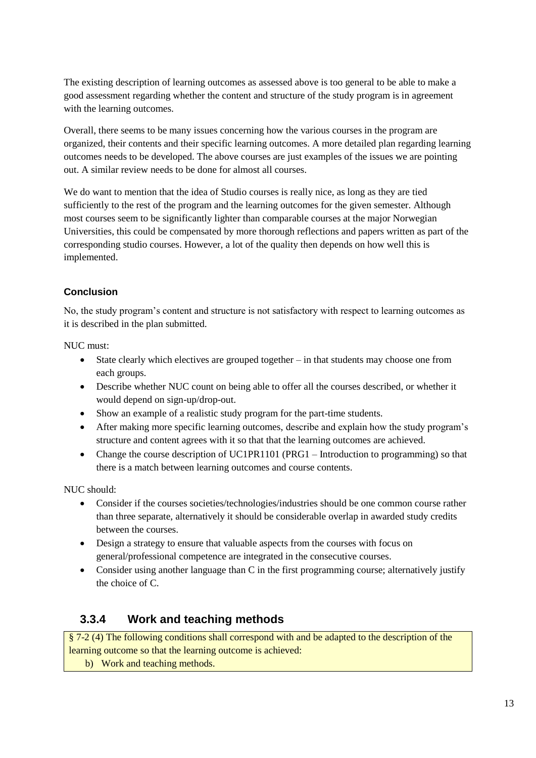The existing description of learning outcomes as assessed above is too general to be able to make a good assessment regarding whether the content and structure of the study program is in agreement with the learning outcomes.

Overall, there seems to be many issues concerning how the various courses in the program are organized, their contents and their specific learning outcomes. A more detailed plan regarding learning outcomes needs to be developed. The above courses are just examples of the issues we are pointing out. A similar review needs to be done for almost all courses.

We do want to mention that the idea of Studio courses is really nice, as long as they are tied sufficiently to the rest of the program and the learning outcomes for the given semester. Although most courses seem to be significantly lighter than comparable courses at the major Norwegian Universities, this could be compensated by more thorough reflections and papers written as part of the corresponding studio courses. However, a lot of the quality then depends on how well this is implemented.

#### Conclusion

No, the study program's content and structure is not satisfactory with respect to learning outcomes as it is described in the plan submitted.

NUC must:

- State clearly which electives are grouped together – in that students may choose one from each groups.
- Describe whether NUC count on being able to offer all the courses described, or whether it would depend on sign-up/drop-out.
- Show an example of a realistic study program for the part-time students.
- After making more specific learning outcomes, describe and explain how the study program's structure and content agrees with it so that that the learning outcomes are achieved.
- Change the course description of UC1PR1101 (PRG1 – Introduction to programming) so that there is a match between learning outcomes and course contents.

NUC should:

- Consider if the courses societies/technologies/industries should be one common course rather than three separate, alternatively it should be considerable overlap in awarded study credits between the courses.
- Design a strategy to ensure that valuable aspects from the courses with focus on general/professional competence are integrated in the consecutive courses.
- Consider using another language than C in the first programming course; alternatively justify the choice of C.

### 3.3.4 Work and teaching methods

§ 7-2 (4) The following conditions shall correspond with and be adapted to the description of the learning outcome so that the learning outcome is achieved:

b) Work and teaching methods.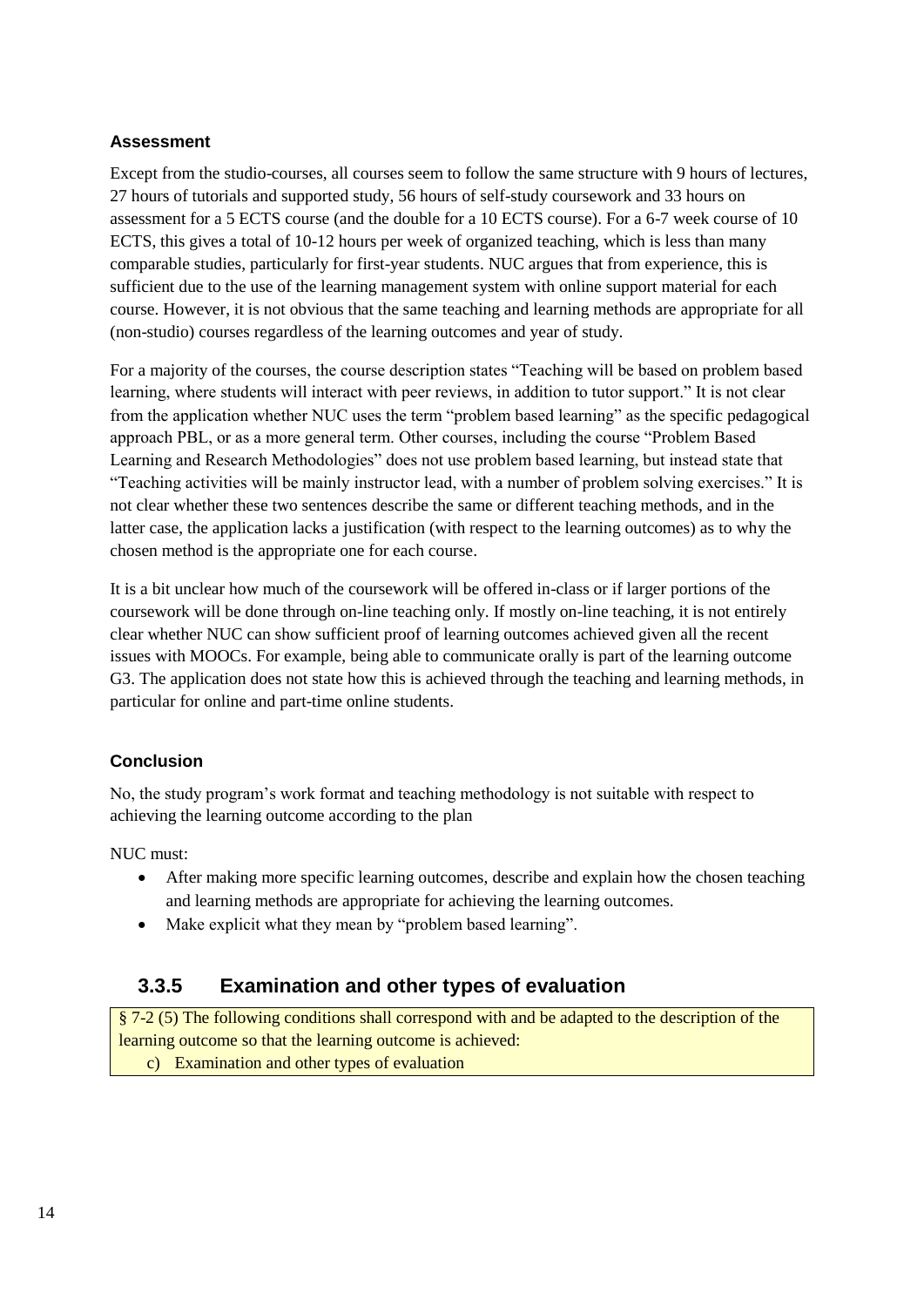#### Assessment

Except from the studio-courses, all courses seem to follow the same structure with 9 hours of lectures, 27 hours of tutorials and supported study, 56 hours of self-study coursework and 33 hours on assessment for a 5 ECTS course (and the double for a 10 ECTS course). For a 6-7 week course of 10 ECTS, this gives a total of 10-12 hours per week of organized teaching, which is less than many comparable studies, particularly for first-year students. NUC argues that from experience, this is sufficient due to the use of the learning management system with online support material for each course. However, it is not obvious that the same teaching and learning methods are appropriate for all (non-studio) courses regardless of the learning outcomes and year of study.

For a majority of the courses, the course description states "Teaching will be based on problem based learning, where students will interact with peer reviews, in addition to tutor support." It is not clear from the application whether NUC uses the term "problem based learning" as the specific pedagogical approach PBL, or as a more general term. Other courses, including the course "Problem Based Learning and Research Methodologies" does not use problem based learning, but instead state that "Teaching activities will be mainly instructor lead, with a number of problem solving exercises." It is not clear whether these two sentences describe the same or different teaching methods, and in the latter case, the application lacks a justification (with respect to the learning outcomes) as to why the chosen method is the appropriate one for each course.

It is a bit unclear how much of the coursework will be offered in-class or if larger portions of the coursework will be done through on-line teaching only. If mostly on-line teaching, it is not entirely clear whether NUC can show sufficient proof of learning outcomes achieved given all the recent issues with MOOCs. For example, being able to communicate orally is part of the learning outcome G3. The application does not state how this is achieved through the teaching and learning methods, in particular for online and part-time online students.

#### Conclusion

No, the study program's work format and teaching methodology is not suitable with respect to achieving the learning outcome according to the plan

NUC must:

- After making more specific learning outcomes, describe and explain how the chosen teaching and learning methods are appropriate for achieving the learning outcomes.
- Make explicit what they mean by "problem based learning".

### 3.3.5 Examination and other types of evaluation

§ 7-2 (5) The following conditions shall correspond with and be adapted to the description of the learning outcome so that the learning outcome is achieved:

c) Examination and other types of evaluation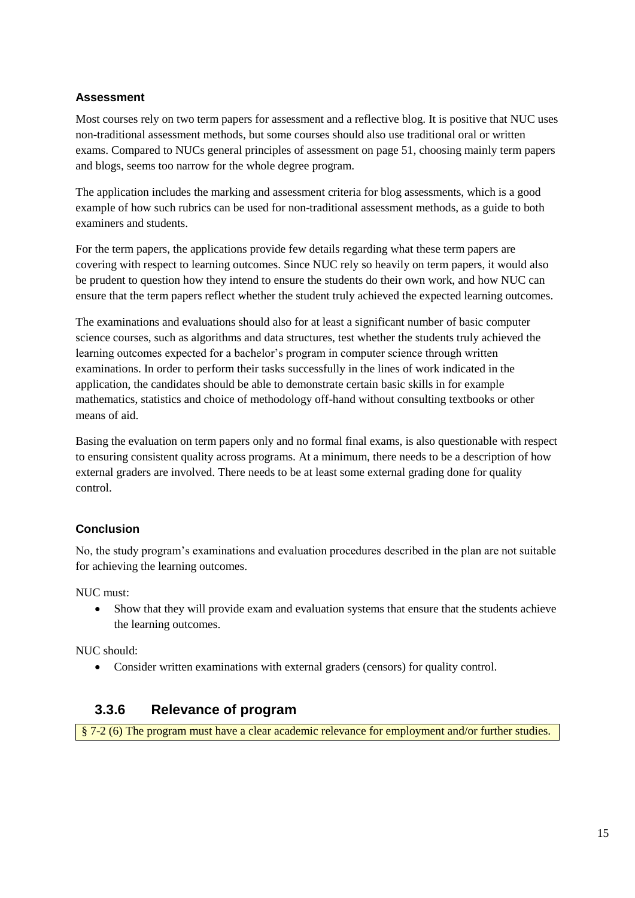#### Assessment

Most courses rely on two term papers for assessment and a reflective blog. It is positive that NUC uses non-traditional assessment methods, but some courses should also use traditional oral or written exams. Compared to NUCs general principles of assessment on page 51, choosing mainly term papers and blogs, seems too narrow for the whole degree program.

The application includes the marking and assessment criteria for blog assessments, which is a good example of how such rubrics can be used for non-traditional assessment methods, as a guide to both examiners and students.

For the term papers, the applications provide few details regarding what these term papers are covering with respect to learning outcomes. Since NUC rely so heavily on term papers, it would also be prudent to question how they intend to ensure the students do their own work, and how NUC can ensure that the term papers reflect whether the student truly achieved the expected learning outcomes.

The examinations and evaluations should also for at least a significant number of basic computer science courses, such as algorithms and data structures, test whether the students truly achieved the learning outcomes expected for a bachelor's program in computer science through written examinations. In order to perform their tasks successfully in the lines of work indicated in the application, the candidates should be able to demonstrate certain basic skills in for example mathematics, statistics and choice of methodology off-hand without consulting textbooks or other means of aid.

Basing the evaluation on term papers only and no formal final exams, is also questionable with respect to ensuring consistent quality across programs. At a minimum, there needs to be a description of how external graders are involved. There needs to be at least some external grading done for quality control.

#### Conclusion

No, the study program's examinations and evaluation procedures described in the plan are not suitable for achieving the learning outcomes.

NUC must:

- Show that they will provide exam and evaluation systems that ensure that the students achieve the learning outcomes.

NUC should:

- Consider written examinations with external graders (censors) for quality control.

### 3.3.6 Relevance of program

§ 7-2 (6) The program must have a clear academic relevance for employment and/or further studies.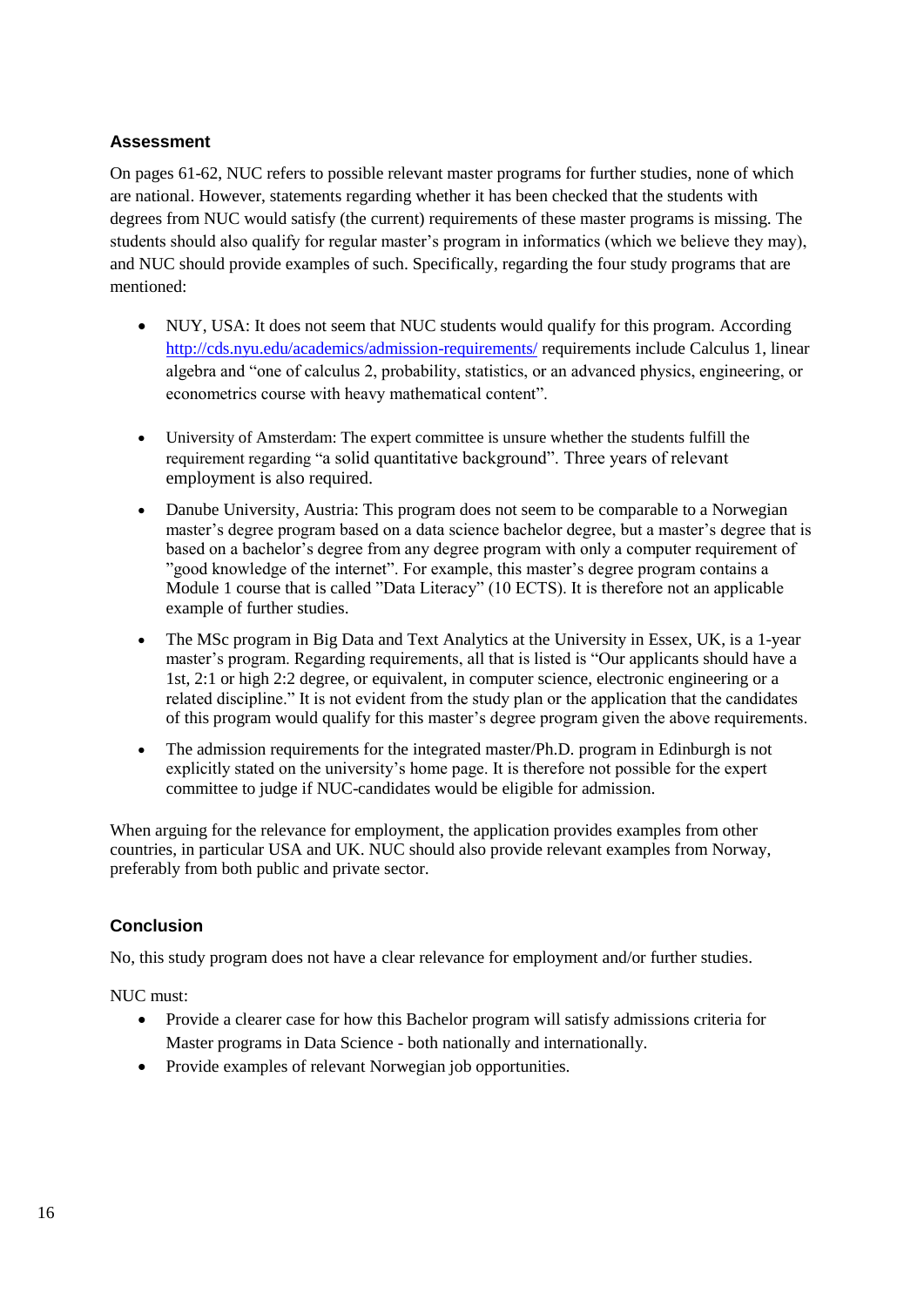### Assessment

On pages 61-62, NUC refers to possible relevant master programs for further studies, none of which are national. However, statements regarding whether it has been checked that the students with degrees from NUC would satisfy (the current) requirements of these master programs is missing. The students should also qualify for regular master's program in informatics (which we believe they may), and NUC should provide examples of such. Specifically, regarding the four study programs that are mentioned:

- NUY, USA: It does not seem that NUC students would qualify for this program. According [http://cds.nyu.edu/academics/admission-requirements/](http://cds.nyu.edu/academics/admission-requirements/) requirements include Calculus 1, linear algebra and "one of calculus 2, probability, statistics, or an advanced physics, engineering, or econometrics course with heavy mathematical content".
- University of Amsterdam: The expert committee is unsure whether the students fulfill the requirement regarding "a solid quantitative background". Three years of relevant employment is also required.
- Danube University, Austria: This program does not seem to be comparable to a Norwegian master's degree program based on a data science bachelor degree, but a master's degree that is based on a bachelor's degree from any degree program with only a computer requirement of "good knowledge of the internet". For example, this master's degree program contains a Module 1 course that is called "Data Literacy" (10 ECTS). It is therefore not an applicable example of further studies.
- The MSc program in Big Data and Text Analytics at the University in Essex, UK, is a 1-year master's program. Regarding requirements, all that is listed is "Our applicants should have a 1st, 2:1 or high 2:2 degree, or equivalent, in computer science, electronic engineering or a related discipline." It is not evident from the study plan or the application that the candidates of this program would qualify for this master's degree program given the above requirements.
- The admission requirements for the integrated master/Ph.D. program in Edinburgh is not explicitly stated on the university's home page. It is therefore not possible for the expert committee to judge if NUC-candidates would be eligible for admission.

When arguing for the relevance for employment, the application provides examples from other countries, in particular USA and UK. NUC should also provide relevant examples from Norway, preferably from both public and private sector.

### Conclusion

No, this study program does not have a clear relevance for employment and/or further studies.

NUC must:

- Provide a clearer case for how this Bachelor program will satisfy admissions criteria for Master programs in Data Science - both nationally and internationally.
- Provide examples of relevant Norwegian job opportunities.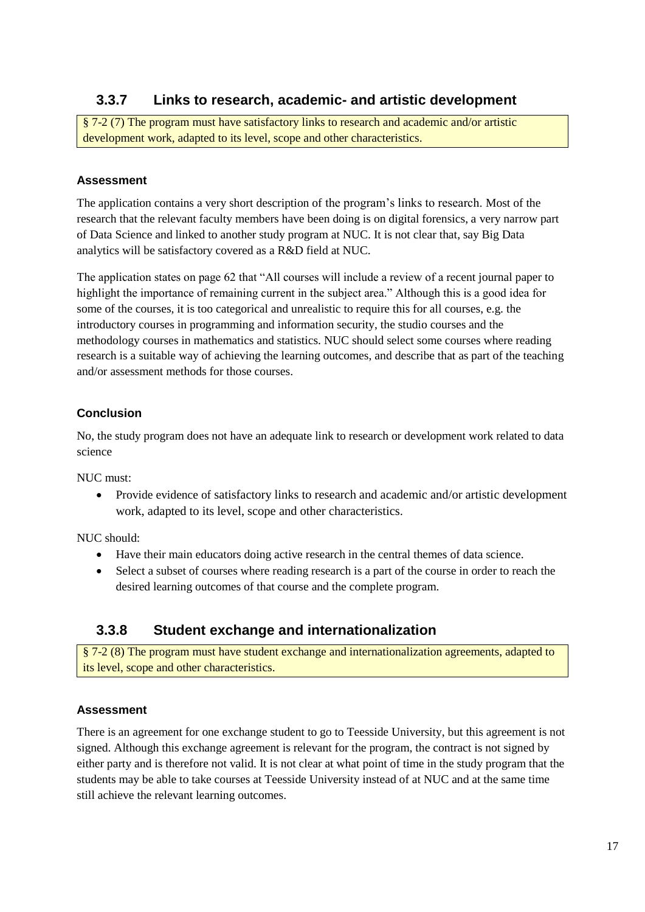### 3.3.7 Links to research, academic- and artistic development

§ 7-2 (7) The program must have satisfactory links to research and academic and/or artistic development work, adapted to its level, scope and other characteristics.

#### Assessment

The application contains a very short description of the program's links to research. Most of the research that the relevant faculty members have been doing is on digital forensics, a very narrow part of Data Science and linked to another study program at NUC. It is not clear that, say Big Data analytics will be satisfactory covered as a R&D field at NUC.

The application states on page 62 that "All courses will include a review of a recent journal paper to highlight the importance of remaining current in the subject area." Although this is a good idea for some of the courses, it is too categorical and unrealistic to require this for all courses, e.g. the introductory courses in programming and information security, the studio courses and the methodology courses in mathematics and statistics. NUC should select some courses where reading research is a suitable way of achieving the learning outcomes, and describe that as part of the teaching and/or assessment methods for those courses.

#### Conclusion

No, the study program does not have an adequate link to research or development work related to data science

NUC must:

- Provide evidence of satisfactory links to research and academic and/or artistic development work, adapted to its level, scope and other characteristics.

NUC should:

- Have their main educators doing active research in the central themes of data science.
- Select a subset of courses where reading research is a part of the course in order to reach the desired learning outcomes of that course and the complete program.

### 3.3.8 Student exchange and internationalization

§ 7-2 (8) The program must have student exchange and internationalization agreements, adapted to its level, scope and other characteristics.

#### Assessment

There is an agreement for one exchange student to go to Teesside University, but this agreement is not signed. Although this exchange agreement is relevant for the program, the contract is not signed by either party and is therefore not valid. It is not clear at what point of time in the study program that the students may be able to take courses at Teesside University instead of at NUC and at the same time still achieve the relevant learning outcomes.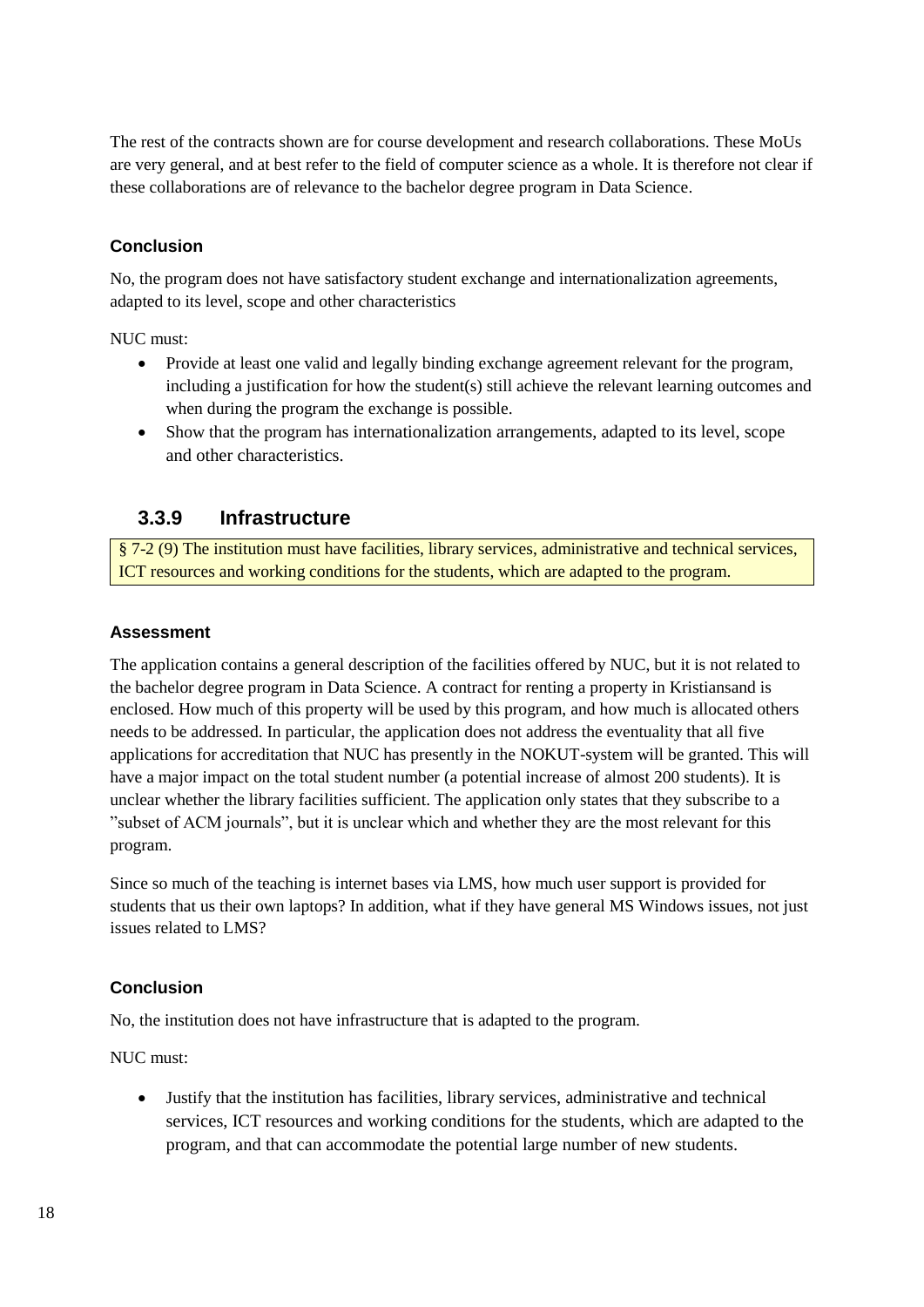The rest of the contracts shown are for course development and research collaborations. These MoUs are very general, and at best refer to the field of computer science as a whole. It is therefore not clear if these collaborations are of relevance to the bachelor degree program in Data Science.

#### Conclusion

No, the program does not have satisfactory student exchange and internationalization agreements, adapted to its level, scope and other characteristics

NUC must:

- Provide at least one valid and legally binding exchange agreement relevant for the program, including a justification for how the student(s) still achieve the relevant learning outcomes and when during the program the exchange is possible.
- Show that the program has internationalization arrangements, adapted to its level, scope and other characteristics.

### 3.3.9 Infrastructure

§ 7-2 (9) The institution must have facilities, library services, administrative and technical services, ICT resources and working conditions for the students, which are adapted to the program.

#### Assessment

The application contains a general description of the facilities offered by NUC, but it is not related to the bachelor degree program in Data Science. A contract for renting a property in Kristiansand is enclosed. How much of this property will be used by this program, and how much is allocated others needs to be addressed. In particular, the application does not address the eventuality that all five applications for accreditation that NUC has presently in the NOKUT-system will be granted. This will have a major impact on the total student number (a potential increase of almost 200 students). It is unclear whether the library facilities sufficient. The application only states that they subscribe to a "subset of ACM journals", but it is unclear which and whether they are the most relevant for this program.

Since so much of the teaching is internet bases via LMS, how much user support is provided for students that us their own laptops? In addition, what if they have general MS Windows issues, not just issues related to LMS?

#### Conclusion

No, the institution does not have infrastructure that is adapted to the program.

NUC must:

- Justify that the institution has facilities, library services, administrative and technical services, ICT resources and working conditions for the students, which are adapted to the program, and that can accommodate the potential large number of new students.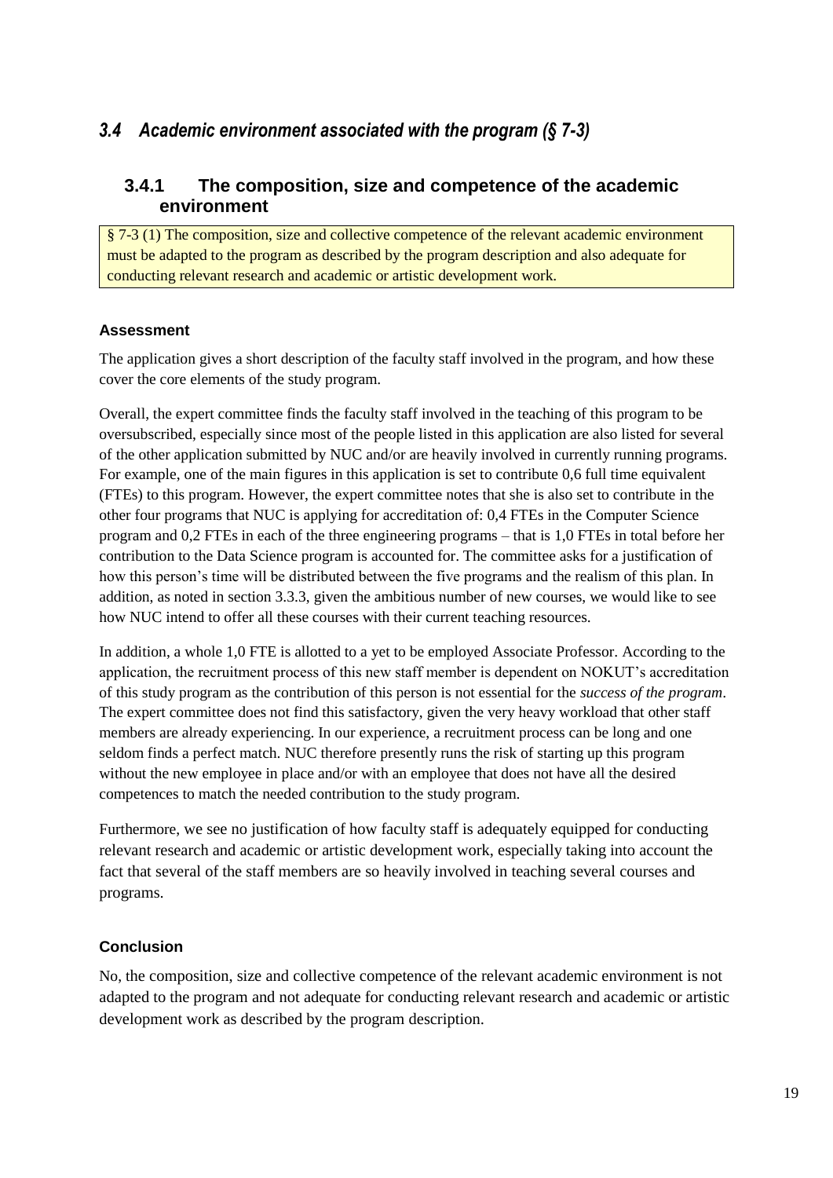## *3.4 Academic environment associated with the program (§ 7-3)*

### 3.4.1 The composition, size and competence of the academic environment

§ 7-3 (1) The composition, size and collective competence of the relevant academic environment must be adapted to the program as described by the program description and also adequate for conducting relevant research and academic or artistic development work.

#### Assessment

The application gives a short description of the faculty staff involved in the program, and how these cover the core elements of the study program.

Overall, the expert committee finds the faculty staff involved in the teaching of this program to be oversubscribed, especially since most of the people listed in this application are also listed for several of the other application submitted by NUC and/or are heavily involved in currently running programs. For example, one of the main figures in this application is set to contribute 0,6 full time equivalent (FTEs) to this program. However, the expert committee notes that she is also set to contribute in the other four programs that NUC is applying for accreditation of: 0,4 FTEs in the Computer Science program and 0,2 FTEs in each of the three engineering programs – that is 1,0 FTEs in total before her contribution to the Data Science program is accounted for. The committee asks for a justification of how this person's time will be distributed between the five programs and the realism of this plan. In addition, as noted in section 3.3.3, given the ambitious number of new courses, we would like to see how NUC intend to offer all these courses with their current teaching resources.

In addition, a whole 1,0 FTE is allotted to a yet to be employed Associate Professor. According to the application, the recruitment process of this new staff member is dependent on NOKUT's accreditation of this study program as the contribution of this person is not essential for the *success of the program*. The expert committee does not find this satisfactory, given the very heavy workload that other staff members are already experiencing. In our experience, a recruitment process can be long and one seldom finds a perfect match. NUC therefore presently runs the risk of starting up this program without the new employee in place and/or with an employee that does not have all the desired competences to match the needed contribution to the study program.

Furthermore, we see no justification of how faculty staff is adequately equipped for conducting relevant research and academic or artistic development work, especially taking into account the fact that several of the staff members are so heavily involved in teaching several courses and programs.

#### Conclusion

No, the composition, size and collective competence of the relevant academic environment is not adapted to the program and not adequate for conducting relevant research and academic or artistic development work as described by the program description.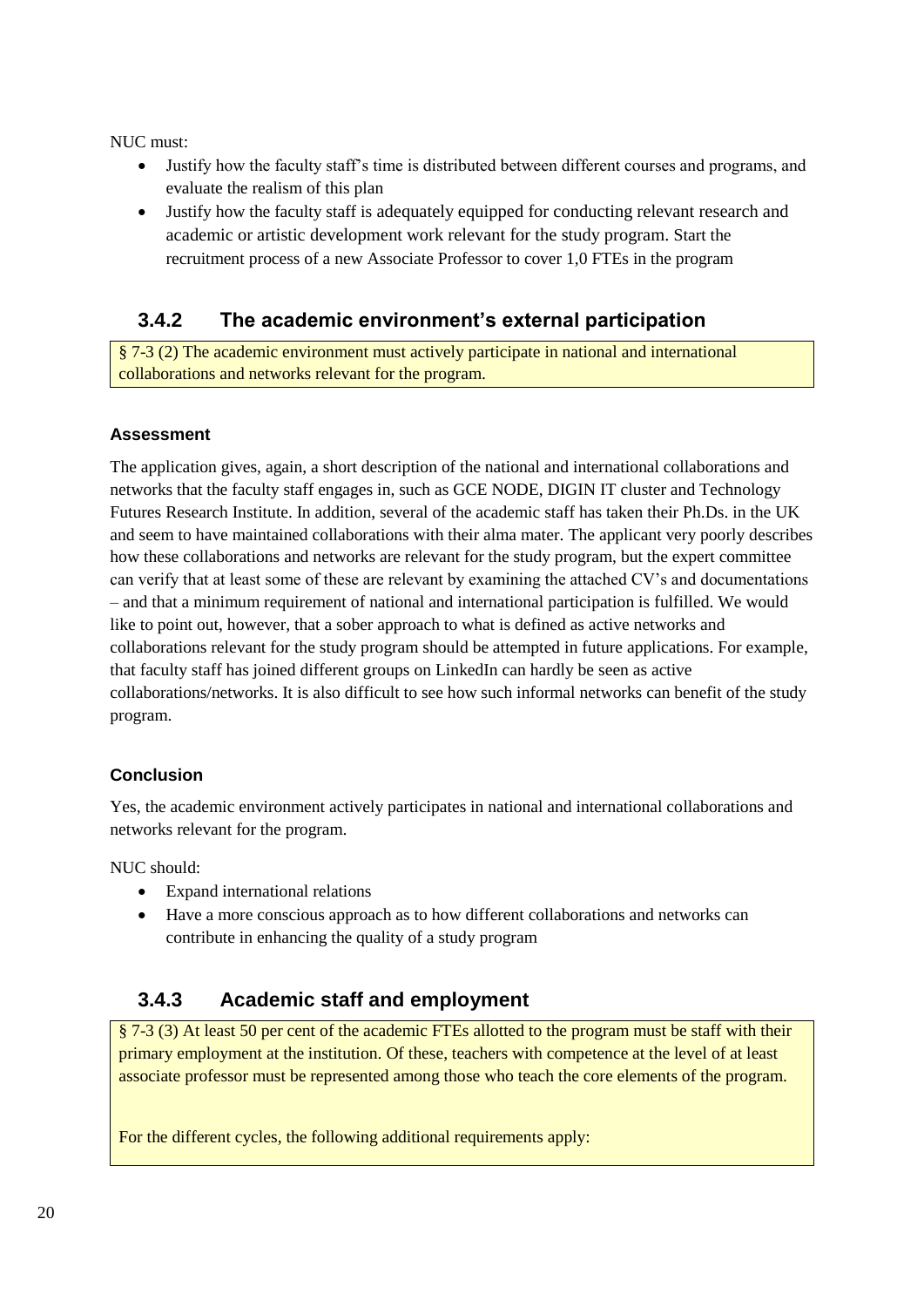NUC must:

- Justify how the faculty staff's time is distributed between different courses and programs, and evaluate the realism of this plan
- Justify how the faculty staff is adequately equipped for conducting relevant research and academic or artistic development work relevant for the study program. Start the recruitment process of a new Associate Professor to cover 1,0 FTEs in the program

### 3.4.2 The academic environment's external participation

> § 7-3 (2) The academic environment must actively participate in national and international collaborations and networks relevant for the program.

#### Assessment

The application gives, again, a short description of the national and international collaborations and networks that the faculty staff engages in, such as GCE NODE, DIGIN IT cluster and Technology Futures Research Institute. In addition, several of the academic staff has taken their Ph.Ds. in the UK and seem to have maintained collaborations with their alma mater. The applicant very poorly describes how these collaborations and networks are relevant for the study program, but the expert committee can verify that at least some of these are relevant by examining the attached CV's and documentations – and that a minimum requirement of national and international participation is fulfilled. We would like to point out, however, that a sober approach to what is defined as active networks and collaborations relevant for the study program should be attempted in future applications. For example, that faculty staff has joined different groups on LinkedIn can hardly be seen as active collaborations/networks. It is also difficult to see how such informal networks can benefit of the study program.

#### Conclusion

Yes, the academic environment actively participates in national and international collaborations and networks relevant for the program.

NUC should:

- Expand international relations
- Have a more conscious approach as to how different collaborations and networks can contribute in enhancing the quality of a study program

### 3.4.3 Academic staff and employment

> § 7-3 (3) At least 50 per cent of the academic FTEs allotted to the program must be staff with their primary employment at the institution. Of these, teachers with competence at the level of at least associate professor must be represented among those who teach the core elements of the program.
>
> For the different cycles, the following additional requirements apply: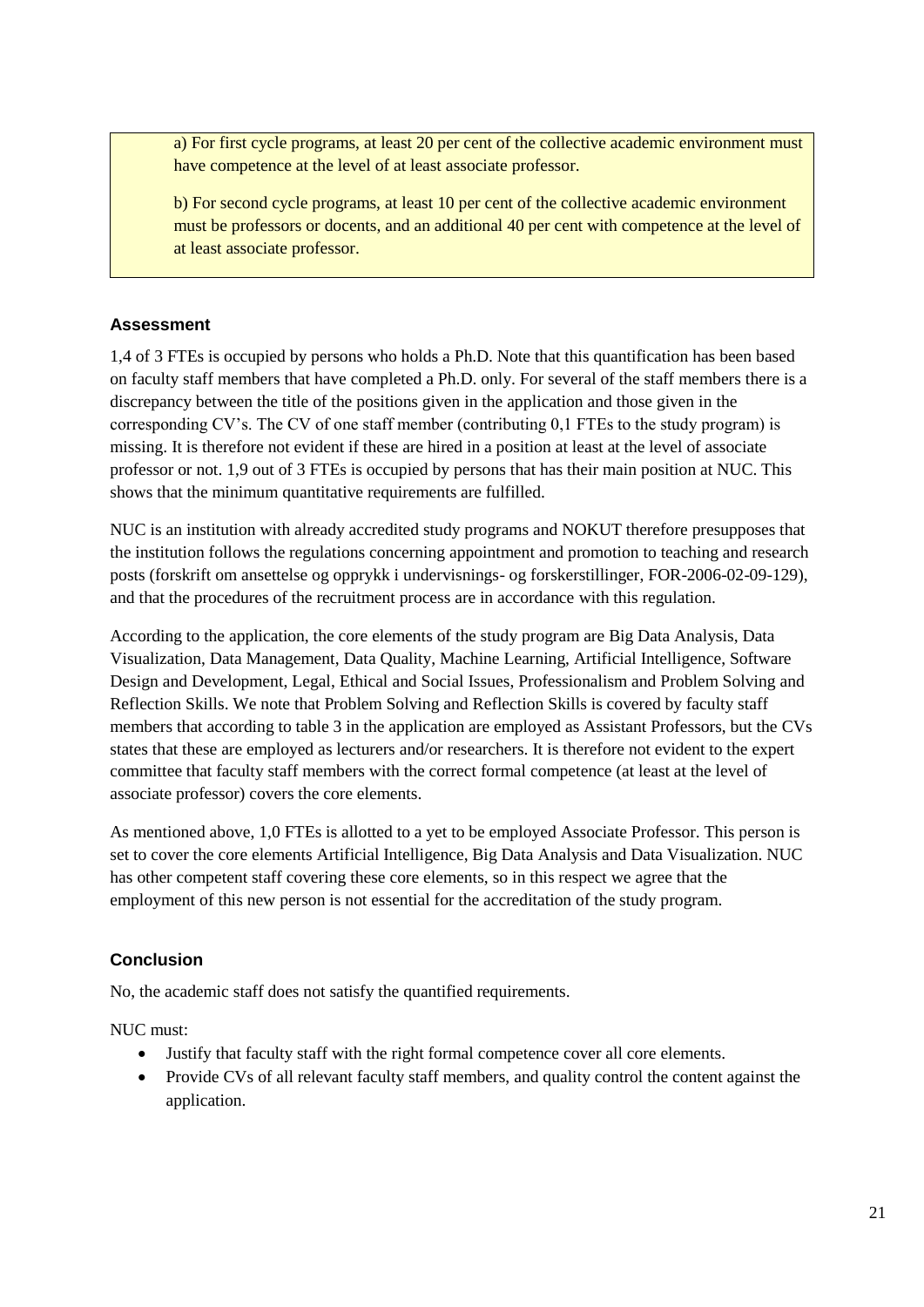a) For first cycle programs, at least 20 per cent of the collective academic environment must have competence at the level of at least associate professor.

b) For second cycle programs, at least 10 per cent of the collective academic environment must be professors or docents, and an additional 40 per cent with competence at the level of at least associate professor.

### Assessment

1,4 of 3 FTEs is occupied by persons who holds a Ph.D. Note that this quantification has been based on faculty staff members that have completed a Ph.D. only. For several of the staff members there is a discrepancy between the title of the positions given in the application and those given in the corresponding CV's. The CV of one staff member (contributing 0,1 FTEs to the study program) is missing. It is therefore not evident if these are hired in a position at least at the level of associate professor or not. 1,9 out of 3 FTEs is occupied by persons that has their main position at NUC. This shows that the minimum quantitative requirements are fulfilled.

NUC is an institution with already accredited study programs and NOKUT therefore presupposes that the institution follows the regulations concerning appointment and promotion to teaching and research posts (forskrift om ansettelse og opprykk i undervisnings- og forskerstillinger, FOR-2006-02-09-129), and that the procedures of the recruitment process are in accordance with this regulation.

According to the application, the core elements of the study program are Big Data Analysis, Data Visualization, Data Management, Data Quality, Machine Learning, Artificial Intelligence, Software Design and Development, Legal, Ethical and Social Issues, Professionalism and Problem Solving and Reflection Skills. We note that Problem Solving and Reflection Skills is covered by faculty staff members that according to table 3 in the application are employed as Assistant Professors, but the CVs states that these are employed as lecturers and/or researchers. It is therefore not evident to the expert committee that faculty staff members with the correct formal competence (at least at the level of associate professor) covers the core elements.

As mentioned above, 1,0 FTEs is allotted to a yet to be employed Associate Professor. This person is set to cover the core elements Artificial Intelligence, Big Data Analysis and Data Visualization. NUC has other competent staff covering these core elements, so in this respect we agree that the employment of this new person is not essential for the accreditation of the study program.

### Conclusion

No, the academic staff does not satisfy the quantified requirements.

NUC must:

- Justify that faculty staff with the right formal competence cover all core elements.
- Provide CVs of all relevant faculty staff members, and quality control the content against the application.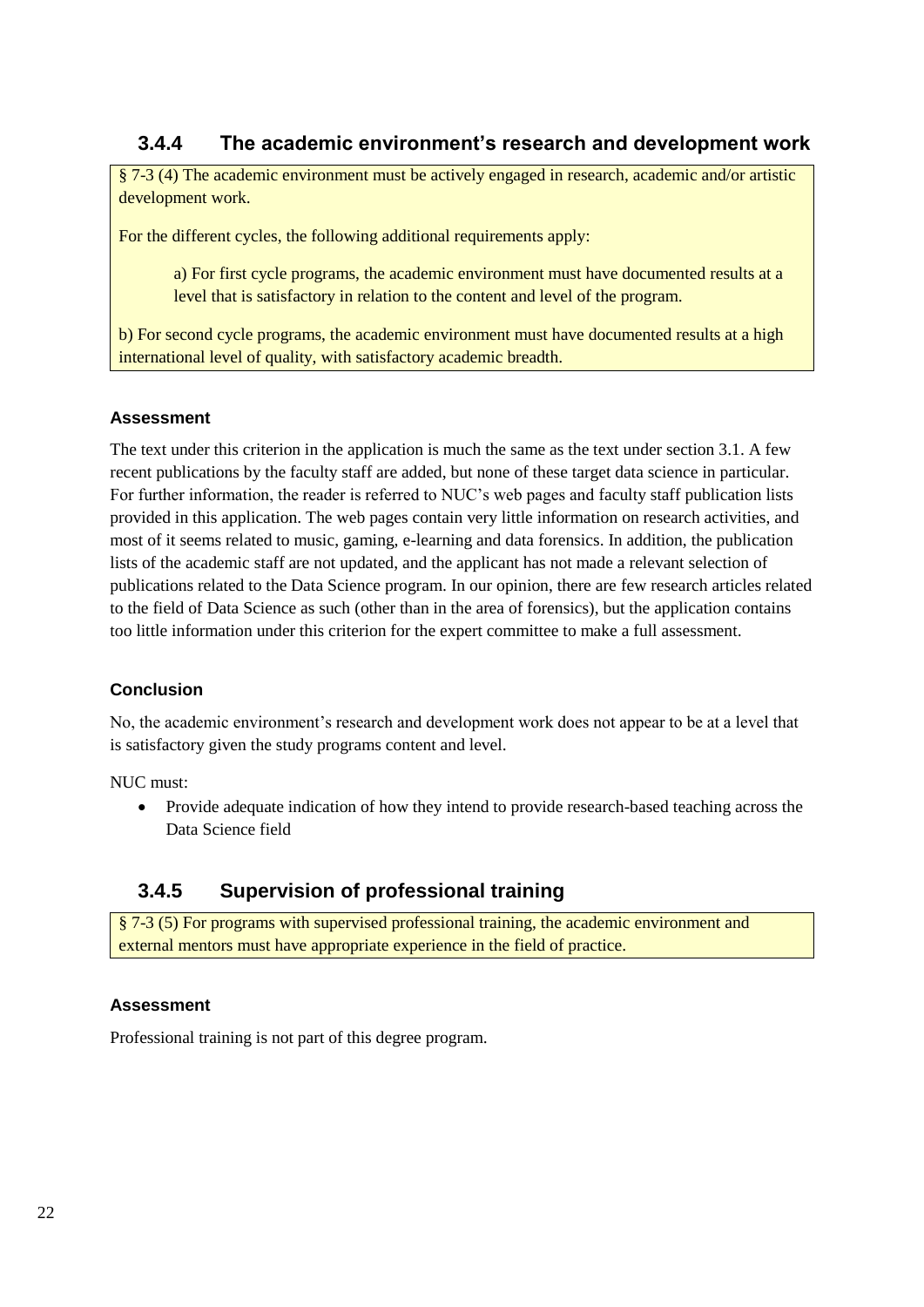### 3.4.4 The academic environment's research and development work

> § 7-3 (4) The academic environment must be actively engaged in research, academic and/or artistic development work.
>
> For the different cycles, the following additional requirements apply:
>
> a) For first cycle programs, the academic environment must have documented results at a level that is satisfactory in relation to the content and level of the program.
>
> b) For second cycle programs, the academic environment must have documented results at a high international level of quality, with satisfactory academic breadth.

#### Assessment

The text under this criterion in the application is much the same as the text under section 3.1. A few recent publications by the faculty staff are added, but none of these target data science in particular. For further information, the reader is referred to NUC's web pages and faculty staff publication lists provided in this application. The web pages contain very little information on research activities, and most of it seems related to music, gaming, e-learning and data forensics. In addition, the publication lists of the academic staff are not updated, and the applicant has not made a relevant selection of publications related to the Data Science program. In our opinion, there are few research articles related to the field of Data Science as such (other than in the area of forensics), but the application contains too little information under this criterion for the expert committee to make a full assessment.

#### Conclusion

No, the academic environment's research and development work does not appear to be at a level that is satisfactory given the study programs content and level.

NUC must:

- Provide adequate indication of how they intend to provide research-based teaching across the Data Science field

### 3.4.5 Supervision of professional training

> § 7-3 (5) For programs with supervised professional training, the academic environment and external mentors must have appropriate experience in the field of practice.

#### Assessment

Professional training is not part of this degree program.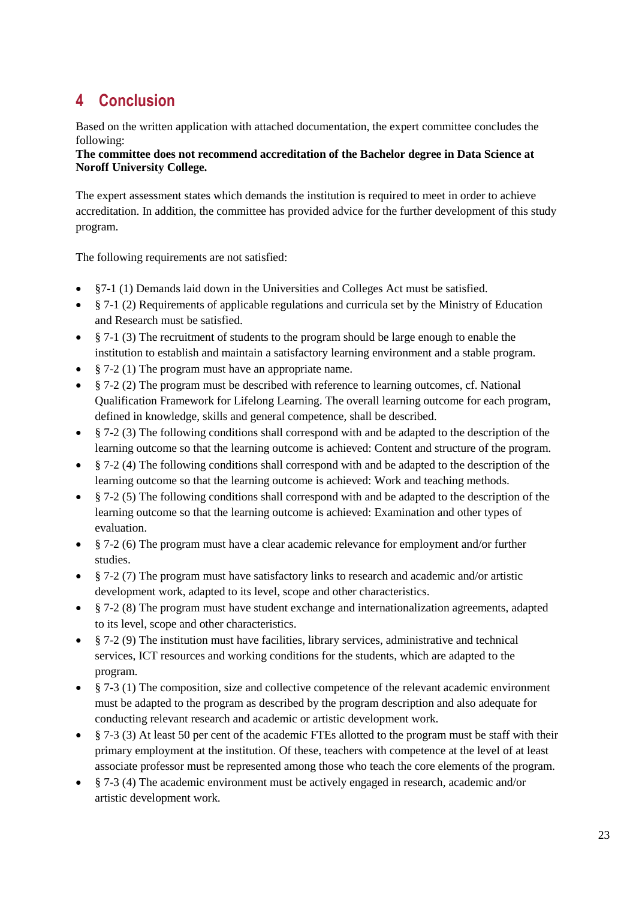# 4 Conclusion

Based on the written application with attached documentation, the expert committee concludes the following:

**The committee does not recommend accreditation of the Bachelor degree in Data Science at Noroff University College.**

The expert assessment states which demands the institution is required to meet in order to achieve accreditation. In addition, the committee has provided advice for the further development of this study program.

The following requirements are not satisfied:

- §7-1 (1) Demands laid down in the Universities and Colleges Act must be satisfied.
- § 7-1 (2) Requirements of applicable regulations and curricula set by the Ministry of Education and Research must be satisfied.
- § 7-1 (3) The recruitment of students to the program should be large enough to enable the institution to establish and maintain a satisfactory learning environment and a stable program.
- § 7-2 (1) The program must have an appropriate name.
- § 7-2 (2) The program must be described with reference to learning outcomes, cf. National Qualification Framework for Lifelong Learning. The overall learning outcome for each program, defined in knowledge, skills and general competence, shall be described.
- § 7-2 (3) The following conditions shall correspond with and be adapted to the description of the learning outcome so that the learning outcome is achieved: Content and structure of the program.
- § 7-2 (4) The following conditions shall correspond with and be adapted to the description of the learning outcome so that the learning outcome is achieved: Work and teaching methods.
- § 7-2 (5) The following conditions shall correspond with and be adapted to the description of the learning outcome so that the learning outcome is achieved: Examination and other types of evaluation.
- § 7-2 (6) The program must have a clear academic relevance for employment and/or further studies.
- § 7-2 (7) The program must have satisfactory links to research and academic and/or artistic development work, adapted to its level, scope and other characteristics.
- § 7-2 (8) The program must have student exchange and internationalization agreements, adapted to its level, scope and other characteristics.
- § 7-2 (9) The institution must have facilities, library services, administrative and technical services, ICT resources and working conditions for the students, which are adapted to the program.
- § 7-3 (1) The composition, size and collective competence of the relevant academic environment must be adapted to the program as described by the program description and also adequate for conducting relevant research and academic or artistic development work.
- § 7-3 (3) At least 50 per cent of the academic FTEs allotted to the program must be staff with their primary employment at the institution. Of these, teachers with competence at the level of at least associate professor must be represented among those who teach the core elements of the program.
- § 7-3 (4) The academic environment must be actively engaged in research, academic and/or artistic development work.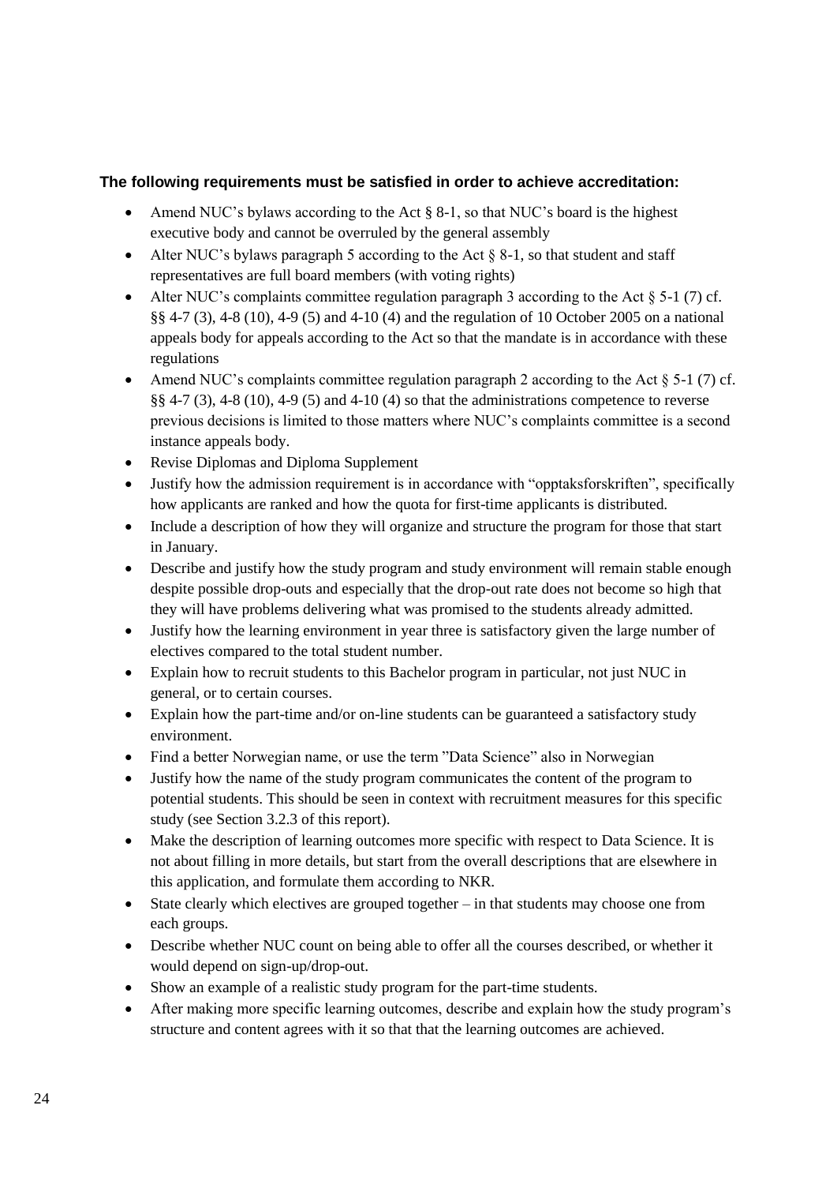**The following requirements must be satisfied in order to achieve accreditation:**

- Amend NUC's bylaws according to the Act § 8-1, so that NUC's board is the highest executive body and cannot be overruled by the general assembly
- Alter NUC's bylaws paragraph 5 according to the Act § 8-1, so that student and staff representatives are full board members (with voting rights)
- Alter NUC's complaints committee regulation paragraph 3 according to the Act § 5-1 (7) cf. §§ 4-7 (3), 4-8 (10), 4-9 (5) and 4-10 (4) and the regulation of 10 October 2005 on a national appeals body for appeals according to the Act so that the mandate is in accordance with these regulations
- Amend NUC's complaints committee regulation paragraph 2 according to the Act § 5-1 (7) cf. §§ 4-7 (3), 4-8 (10), 4-9 (5) and 4-10 (4) so that the administrations competence to reverse previous decisions is limited to those matters where NUC's complaints committee is a second instance appeals body.
- Revise Diplomas and Diploma Supplement
- Justify how the admission requirement is in accordance with "opptaksforskriften", specifically how applicants are ranked and how the quota for first-time applicants is distributed.
- Include a description of how they will organize and structure the program for those that start in January.
- Describe and justify how the study program and study environment will remain stable enough despite possible drop-outs and especially that the drop-out rate does not become so high that they will have problems delivering what was promised to the students already admitted.
- Justify how the learning environment in year three is satisfactory given the large number of electives compared to the total student number.
- Explain how to recruit students to this Bachelor program in particular, not just NUC in general, or to certain courses.
- Explain how the part-time and/or on-line students can be guaranteed a satisfactory study environment.
- Find a better Norwegian name, or use the term "Data Science" also in Norwegian
- Justify how the name of the study program communicates the content of the program to potential students. This should be seen in context with recruitment measures for this specific study (see Section 3.2.3 of this report).
- Make the description of learning outcomes more specific with respect to Data Science. It is not about filling in more details, but start from the overall descriptions that are elsewhere in this application, and formulate them according to NKR.
- State clearly which electives are grouped together – in that students may choose one from each groups.
- Describe whether NUC count on being able to offer all the courses described, or whether it would depend on sign-up/drop-out.
- Show an example of a realistic study program for the part-time students.
- After making more specific learning outcomes, describe and explain how the study program's structure and content agrees with it so that that the learning outcomes are achieved.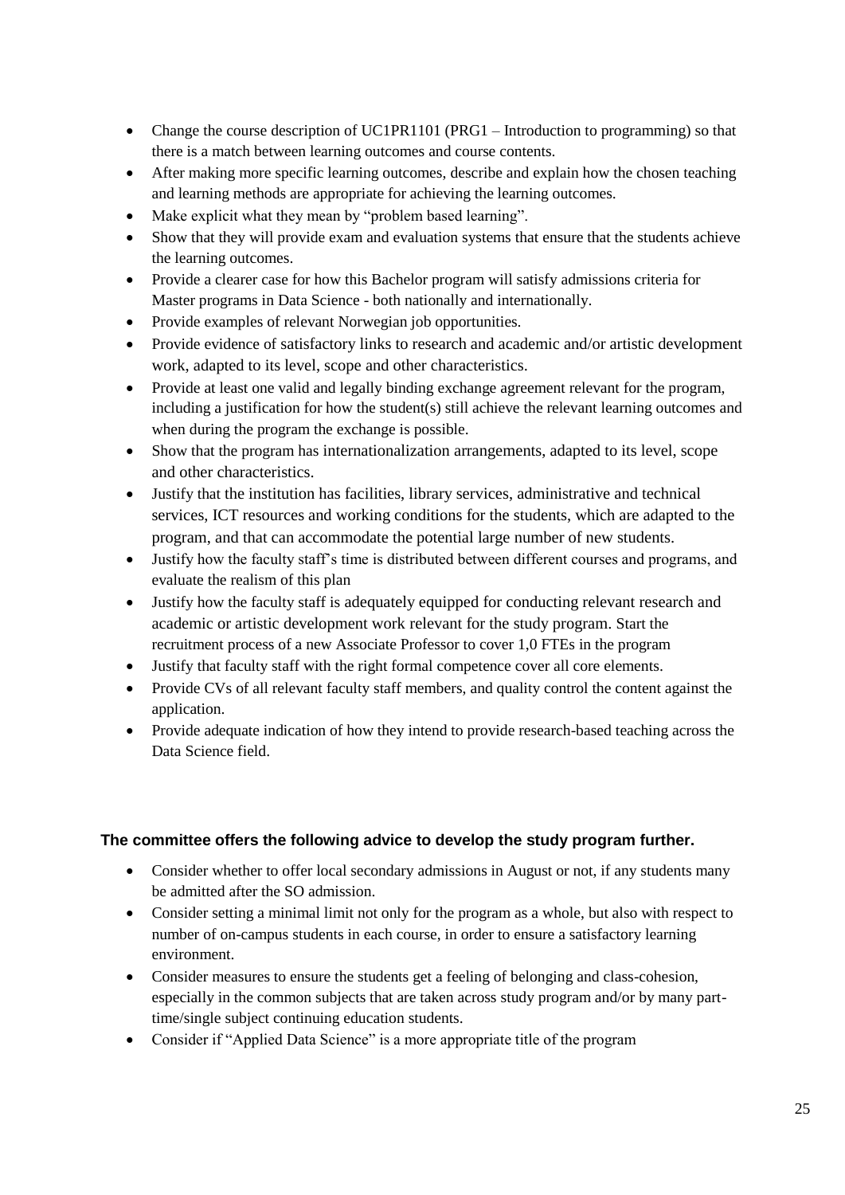- Change the course description of UC1PR1101 (PRG1 – Introduction to programming) so that there is a match between learning outcomes and course contents.
- After making more specific learning outcomes, describe and explain how the chosen teaching and learning methods are appropriate for achieving the learning outcomes.
- Make explicit what they mean by "problem based learning".
- Show that they will provide exam and evaluation systems that ensure that the students achieve the learning outcomes.
- Provide a clearer case for how this Bachelor program will satisfy admissions criteria for Master programs in Data Science - both nationally and internationally.
- Provide examples of relevant Norwegian job opportunities.
- Provide evidence of satisfactory links to research and academic and/or artistic development work, adapted to its level, scope and other characteristics.
- Provide at least one valid and legally binding exchange agreement relevant for the program, including a justification for how the student(s) still achieve the relevant learning outcomes and when during the program the exchange is possible.
- Show that the program has internationalization arrangements, adapted to its level, scope and other characteristics.
- Justify that the institution has facilities, library services, administrative and technical services, ICT resources and working conditions for the students, which are adapted to the program, and that can accommodate the potential large number of new students.
- Justify how the faculty staff's time is distributed between different courses and programs, and evaluate the realism of this plan
- Justify how the faculty staff is adequately equipped for conducting relevant research and academic or artistic development work relevant for the study program. Start the recruitment process of a new Associate Professor to cover 1,0 FTEs in the program
- Justify that faculty staff with the right formal competence cover all core elements.
- Provide CVs of all relevant faculty staff members, and quality control the content against the application.
- Provide adequate indication of how they intend to provide research-based teaching across the Data Science field.

### The committee offers the following advice to develop the study program further.

- Consider whether to offer local secondary admissions in August or not, if any students many be admitted after the SO admission.
- Consider setting a minimal limit not only for the program as a whole, but also with respect to number of on-campus students in each course, in order to ensure a satisfactory learning environment.
- Consider measures to ensure the students get a feeling of belonging and class-cohesion, especially in the common subjects that are taken across study program and/or by many part-time/single subject continuing education students.
- Consider if "Applied Data Science" is a more appropriate title of the program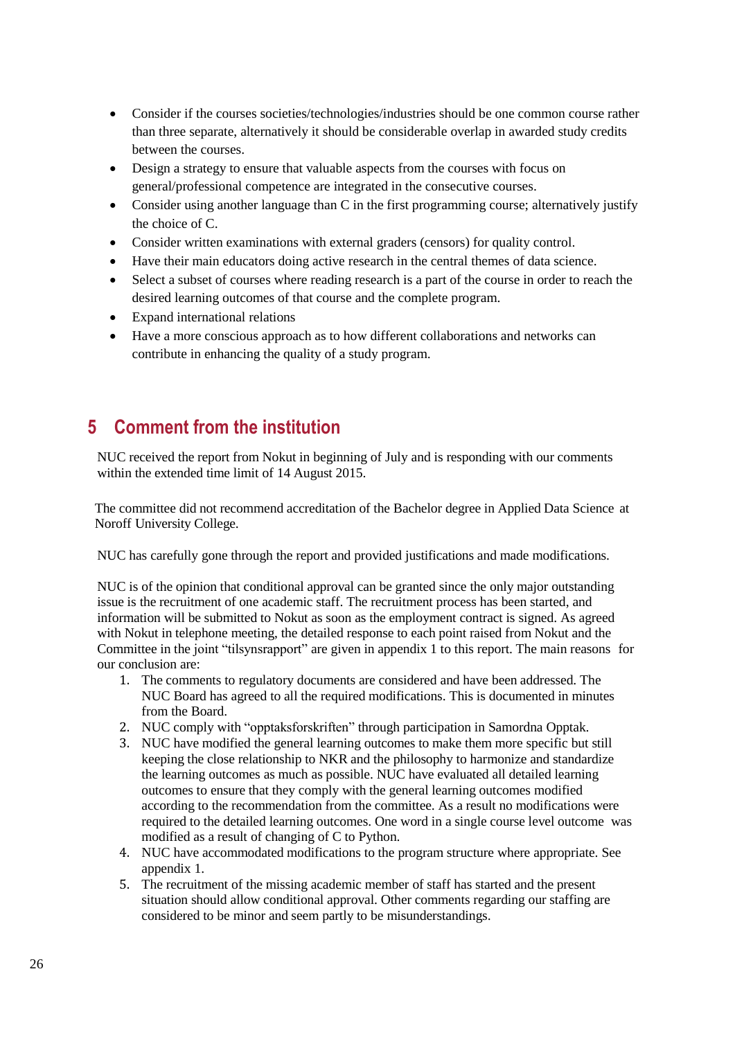- Consider if the courses societies/technologies/industries should be one common course rather than three separate, alternatively it should be considerable overlap in awarded study credits between the courses.
- Design a strategy to ensure that valuable aspects from the courses with focus on general/professional competence are integrated in the consecutive courses.
- Consider using another language than C in the first programming course; alternatively justify the choice of C.
- Consider written examinations with external graders (censors) for quality control.
- Have their main educators doing active research in the central themes of data science.
- Select a subset of courses where reading research is a part of the course in order to reach the desired learning outcomes of that course and the complete program.
- Expand international relations
- Have a more conscious approach as to how different collaborations and networks can contribute in enhancing the quality of a study program.

# 5 Comment from the institution

NUC received the report from Nokut in beginning of July and is responding with our comments within the extended time limit of 14 August 2015.

The committee did not recommend accreditation of the Bachelor degree in Applied Data Science at Noroff University College.

NUC has carefully gone through the report and provided justifications and made modifications.

NUC is of the opinion that conditional approval can be granted since the only major outstanding issue is the recruitment of one academic staff. The recruitment process has been started, and information will be submitted to Nokut as soon as the employment contract is signed. As agreed with Nokut in telephone meeting, the detailed response to each point raised from Nokut and the Committee in the joint "tilsynsrapport" are given in appendix 1 to this report. The main reasons for our conclusion are:

1. The comments to regulatory documents are considered and have been addressed. The NUC Board has agreed to all the required modifications. This is documented in minutes from the Board.
2. NUC comply with "opptaksforskriften" through participation in Samordna Opptak.
3. NUC have modified the general learning outcomes to make them more specific but still keeping the close relationship to NKR and the philosophy to harmonize and standardize the learning outcomes as much as possible. NUC have evaluated all detailed learning outcomes to ensure that they comply with the general learning outcomes modified according to the recommendation from the committee. As a result no modifications were required to the detailed learning outcomes. One word in a single course level outcome was modified as a result of changing of C to Python.
4. NUC have accommodated modifications to the program structure where appropriate. See appendix 1.
5. The recruitment of the missing academic member of staff has started and the present situation should allow conditional approval. Other comments regarding our staffing are considered to be minor and seem partly to be misunderstandings.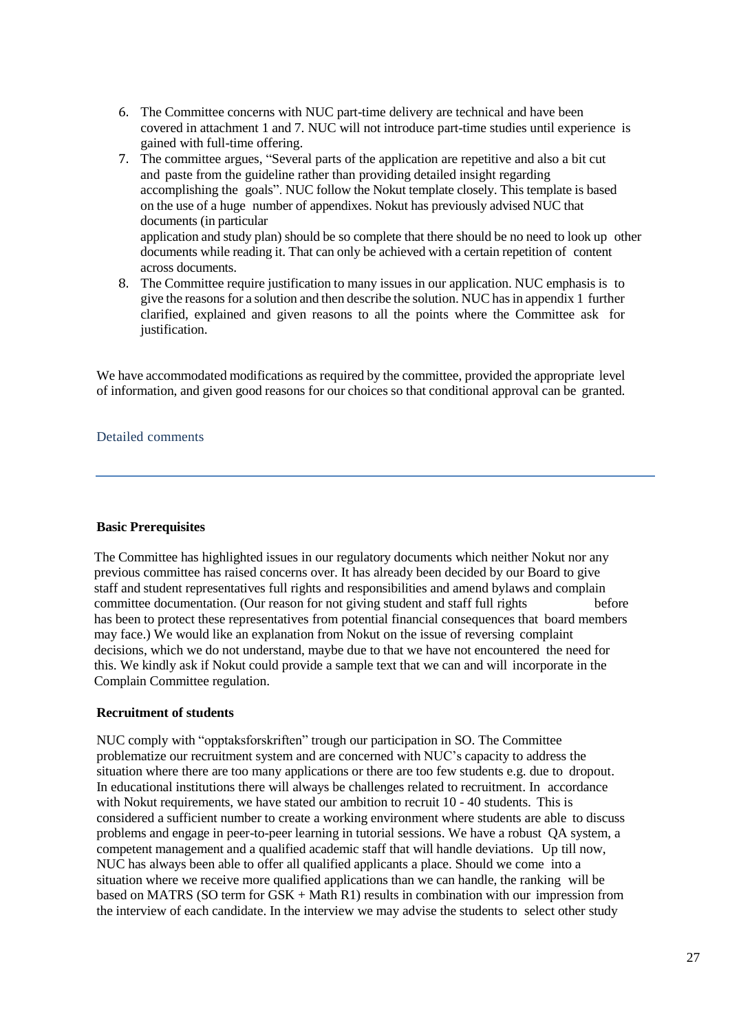6. The Committee concerns with NUC part-time delivery are technical and have been covered in attachment 1 and 7. NUC will not introduce part-time studies until experience is gained with full-time offering.
7. The committee argues, "Several parts of the application are repetitive and also a bit cut and paste from the guideline rather than providing detailed insight regarding accomplishing the goals". NUC follow the Nokut template closely. This template is based on the use of a huge number of appendixes. Nokut has previously advised NUC that documents (in particular application and study plan) should be so complete that there should be no need to look up other documents while reading it. That can only be achieved with a certain repetition of content across documents.
8. The Committee require justification to many issues in our application. NUC emphasis is to give the reasons for a solution and then describe the solution. NUC has in appendix 1 further clarified, explained and given reasons to all the points where the Committee ask for justification.

We have accommodated modifications as required by the committee, provided the appropriate level of information, and given good reasons for our choices so that conditional approval can be granted.

## Detailed comments

### Basic Prerequisites

The Committee has highlighted issues in our regulatory documents which neither Nokut nor any previous committee has raised concerns over. It has already been decided by our Board to give staff and student representatives full rights and responsibilities and amend bylaws and complain committee documentation. (Our reason for not giving student and staff full rights before has been to protect these representatives from potential financial consequences that board members may face.) We would like an explanation from Nokut on the issue of reversing complaint decisions, which we do not understand, maybe due to that we have not encountered the need for this. We kindly ask if Nokut could provide a sample text that we can and will incorporate in the Complain Committee regulation.

### Recruitment of students

NUC comply with "opptaksforskriften" trough our participation in SO. The Committee problematize our recruitment system and are concerned with NUC's capacity to address the situation where there are too many applications or there are too few students e.g. due to dropout. In educational institutions there will always be challenges related to recruitment. In accordance with Nokut requirements, we have stated our ambition to recruit 10 - 40 students. This is considered a sufficient number to create a working environment where students are able to discuss problems and engage in peer-to-peer learning in tutorial sessions. We have a robust QA system, a competent management and a qualified academic staff that will handle deviations. Up till now, NUC has always been able to offer all qualified applicants a place. Should we come into a situation where we receive more qualified applications than we can handle, the ranking will be based on MATRS (SO term for GSK + Math R1) results in combination with our impression from the interview of each candidate. In the interview we may advise the students to select other study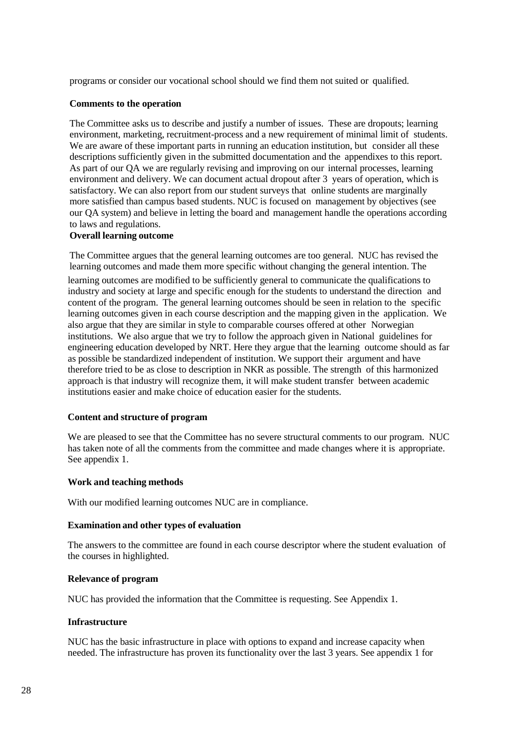programs or consider our vocational school should we find them not suited or qualified.

**Comments to the operation**

The Committee asks us to describe and justify a number of issues. These are dropouts; learning environment, marketing, recruitment-process and a new requirement of minimal limit of students. We are aware of these important parts in running an education institution, but consider all these descriptions sufficiently given in the submitted documentation and the appendixes to this report. As part of our QA we are regularly revising and improving on our internal processes, learning environment and delivery. We can document actual dropout after 3 years of operation, which is satisfactory. We can also report from our student surveys that online students are marginally more satisfied than campus based students. NUC is focused on management by objectives (see our QA system) and believe in letting the board and management handle the operations according to laws and regulations.

**Overall learning outcome**

The Committee argues that the general learning outcomes are too general. NUC has revised the learning outcomes and made them more specific without changing the general intention. The learning outcomes are modified to be sufficiently general to communicate the qualifications to industry and society at large and specific enough for the students to understand the direction and content of the program. The general learning outcomes should be seen in relation to the specific learning outcomes given in each course description and the mapping given in the application. We also argue that they are similar in style to comparable courses offered at other Norwegian institutions. We also argue that we try to follow the approach given in National guidelines for engineering education developed by NRT. Here they argue that the learning outcome should as far as possible be standardized independent of institution. We support their argument and have therefore tried to be as close to description in NKR as possible. The strength of this harmonized approach is that industry will recognize them, it will make student transfer between academic institutions easier and make choice of education easier for the students.

**Content and structure of program**

We are pleased to see that the Committee has no severe structural comments to our program. NUC has taken note of all the comments from the committee and made changes where it is appropriate. See appendix 1.

**Work and teaching methods**

With our modified learning outcomes NUC are in compliance.

**Examination and other types of evaluation**

The answers to the committee are found in each course descriptor where the student evaluation of the courses in highlighted.

**Relevance of program**

NUC has provided the information that the Committee is requesting. See Appendix 1.

**Infrastructure**

NUC has the basic infrastructure in place with options to expand and increase capacity when needed. The infrastructure has proven its functionality over the last 3 years. See appendix 1 for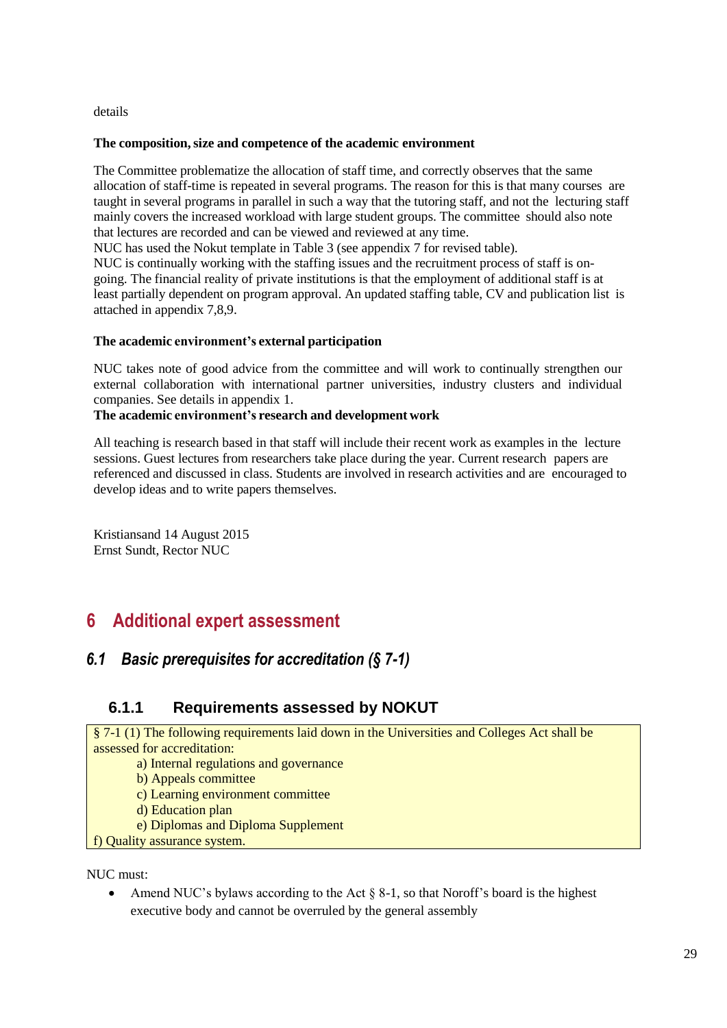details

**The composition, size and competence of the academic environment**

The Committee problematize the allocation of staff time, and correctly observes that the same allocation of staff-time is repeated in several programs. The reason for this is that many courses are taught in several programs in parallel in such a way that the tutoring staff, and not the lecturing staff mainly covers the increased workload with large student groups. The committee should also note that lectures are recorded and can be viewed and reviewed at any time.
NUC has used the Nokut template in Table 3 (see appendix 7 for revised table).
NUC is continually working with the staffing issues and the recruitment process of staff is on-going. The financial reality of private institutions is that the employment of additional staff is at least partially dependent on program approval. An updated staffing table, CV and publication list is attached in appendix 7,8,9.

**The academic environment's external participation**

NUC takes note of good advice from the committee and will work to continually strengthen our external collaboration with international partner universities, industry clusters and individual companies. See details in appendix 1.

**The academic environment's research and development work**

All teaching is research based in that staff will include their recent work as examples in the lecture sessions. Guest lectures from researchers take place during the year. Current research papers are referenced and discussed in class. Students are involved in research activities and are encouraged to develop ideas and to write papers themselves.

Kristiansand 14 August 2015
Ernst Sundt, Rector NUC

# 6 Additional expert assessment

## *6.1 Basic prerequisites for accreditation (§ 7-1)*

### 6.1.1 Requirements assessed by NOKUT

§ 7-1 (1) The following requirements laid down in the Universities and Colleges Act shall be assessed for accreditation:

a) Internal regulations and governance
b) Appeals committee
c) Learning environment committee
d) Education plan
e) Diplomas and Diploma Supplement
f) Quality assurance system.

NUC must:

- Amend NUC's bylaws according to the Act § 8-1, so that Noroff's board is the highest executive body and cannot be overruled by the general assembly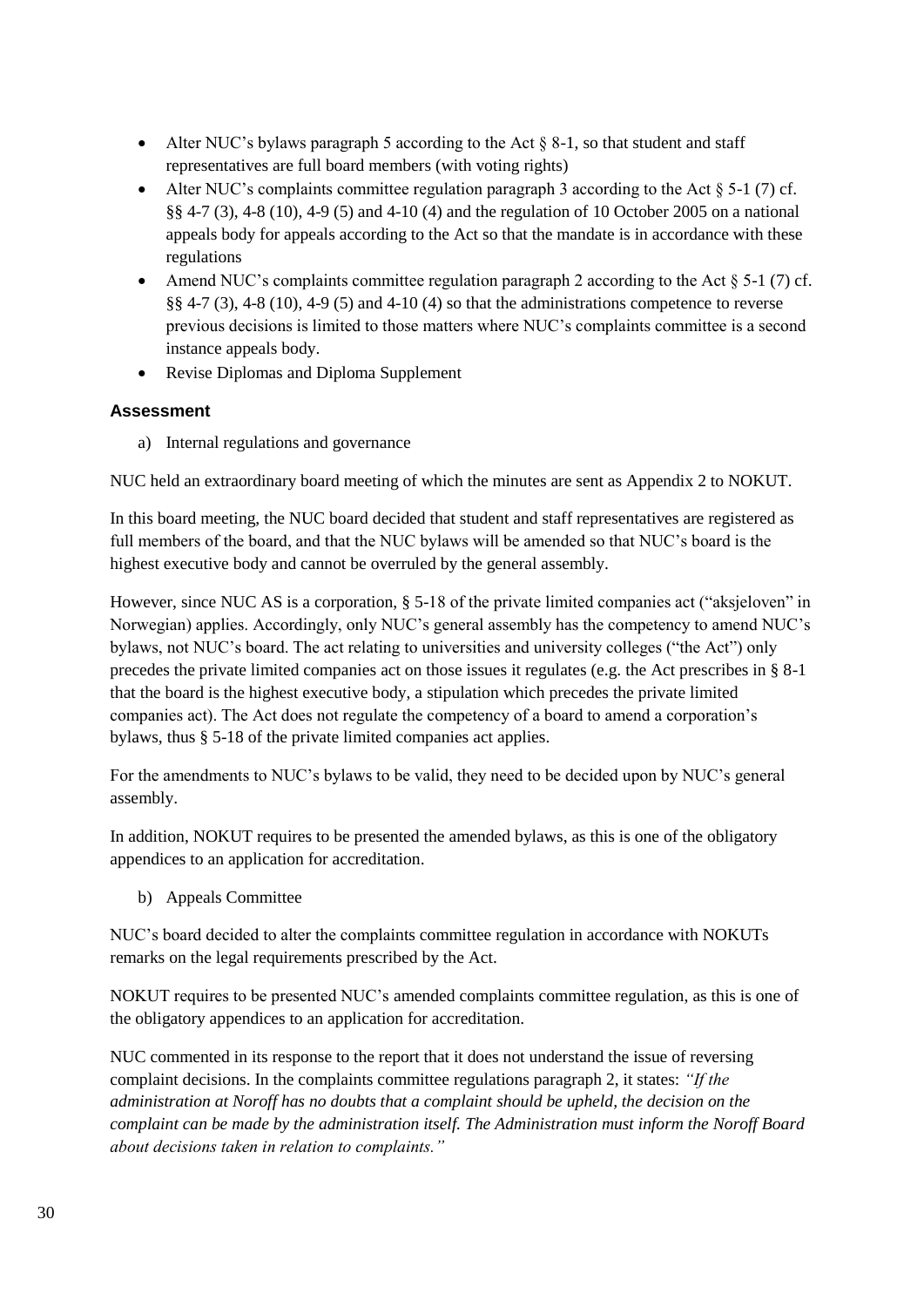- Alter NUC's bylaws paragraph 5 according to the Act § 8-1, so that student and staff representatives are full board members (with voting rights)
- Alter NUC's complaints committee regulation paragraph 3 according to the Act § 5-1 (7) cf. §§ 4-7 (3), 4-8 (10), 4-9 (5) and 4-10 (4) and the regulation of 10 October 2005 on a national appeals body for appeals according to the Act so that the mandate is in accordance with these regulations
- Amend NUC's complaints committee regulation paragraph 2 according to the Act § 5-1 (7) cf. §§ 4-7 (3), 4-8 (10), 4-9 (5) and 4-10 (4) so that the administrations competence to reverse previous decisions is limited to those matters where NUC's complaints committee is a second instance appeals body.
- Revise Diplomas and Diploma Supplement

### Assessment

a) Internal regulations and governance

NUC held an extraordinary board meeting of which the minutes are sent as Appendix 2 to NOKUT.

In this board meeting, the NUC board decided that student and staff representatives are registered as full members of the board, and that the NUC bylaws will be amended so that NUC's board is the highest executive body and cannot be overruled by the general assembly.

However, since NUC AS is a corporation, § 5-18 of the private limited companies act ("aksjeloven" in Norwegian) applies. Accordingly, only NUC's general assembly has the competency to amend NUC's bylaws, not NUC's board. The act relating to universities and university colleges ("the Act") only precedes the private limited companies act on those issues it regulates (e.g. the Act prescribes in § 8-1 that the board is the highest executive body, a stipulation which precedes the private limited companies act). The Act does not regulate the competency of a board to amend a corporation's bylaws, thus § 5-18 of the private limited companies act applies.

For the amendments to NUC's bylaws to be valid, they need to be decided upon by NUC's general assembly.

In addition, NOKUT requires to be presented the amended bylaws, as this is one of the obligatory appendices to an application for accreditation.

b) Appeals Committee

NUC's board decided to alter the complaints committee regulation in accordance with NOKUTs remarks on the legal requirements prescribed by the Act.

NOKUT requires to be presented NUC's amended complaints committee regulation, as this is one of the obligatory appendices to an application for accreditation.

NUC commented in its response to the report that it does not understand the issue of reversing complaint decisions. In the complaints committee regulations paragraph 2, it states: *"If the administration at Noroff has no doubts that a complaint should be upheld, the decision on the complaint can be made by the administration itself. The Administration must inform the Noroff Board about decisions taken in relation to complaints."*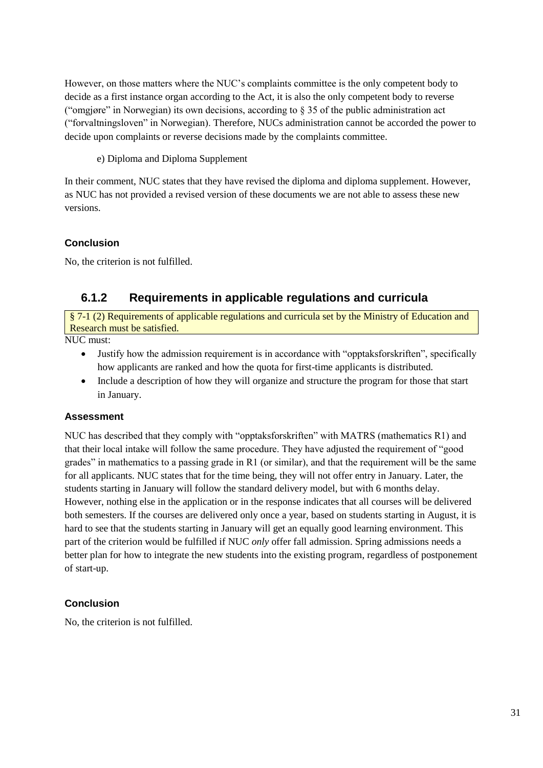However, on those matters where the NUC's complaints committee is the only competent body to decide as a first instance organ according to the Act, it is also the only competent body to reverse ("omgjøre" in Norwegian) its own decisions, according to § 35 of the public administration act ("forvaltningsloven" in Norwegian). Therefore, NUCs administration cannot be accorded the power to decide upon complaints or reverse decisions made by the complaints committee.

e) Diploma and Diploma Supplement

In their comment, NUC states that they have revised the diploma and diploma supplement. However, as NUC has not provided a revised version of these documents we are not able to assess these new versions.

#### Conclusion

No, the criterion is not fulfilled.

### 6.1.2 Requirements in applicable regulations and curricula

§ 7-1 (2) Requirements of applicable regulations and curricula set by the Ministry of Education and Research must be satisfied.

NUC must:

- Justify how the admission requirement is in accordance with "opptaksforskriften", specifically how applicants are ranked and how the quota for first-time applicants is distributed.
- Include a description of how they will organize and structure the program for those that start in January.

#### Assessment

NUC has described that they comply with "opptaksforskriften" with MATRS (mathematics R1) and that their local intake will follow the same procedure. They have adjusted the requirement of "good grades" in mathematics to a passing grade in R1 (or similar), and that the requirement will be the same for all applicants. NUC states that for the time being, they will not offer entry in January. Later, the students starting in January will follow the standard delivery model, but with 6 months delay. However, nothing else in the application or in the response indicates that all courses will be delivered both semesters. If the courses are delivered only once a year, based on students starting in August, it is hard to see that the students starting in January will get an equally good learning environment. This part of the criterion would be fulfilled if NUC *only* offer fall admission. Spring admissions needs a better plan for how to integrate the new students into the existing program, regardless of postponement of start-up.

#### Conclusion

No, the criterion is not fulfilled.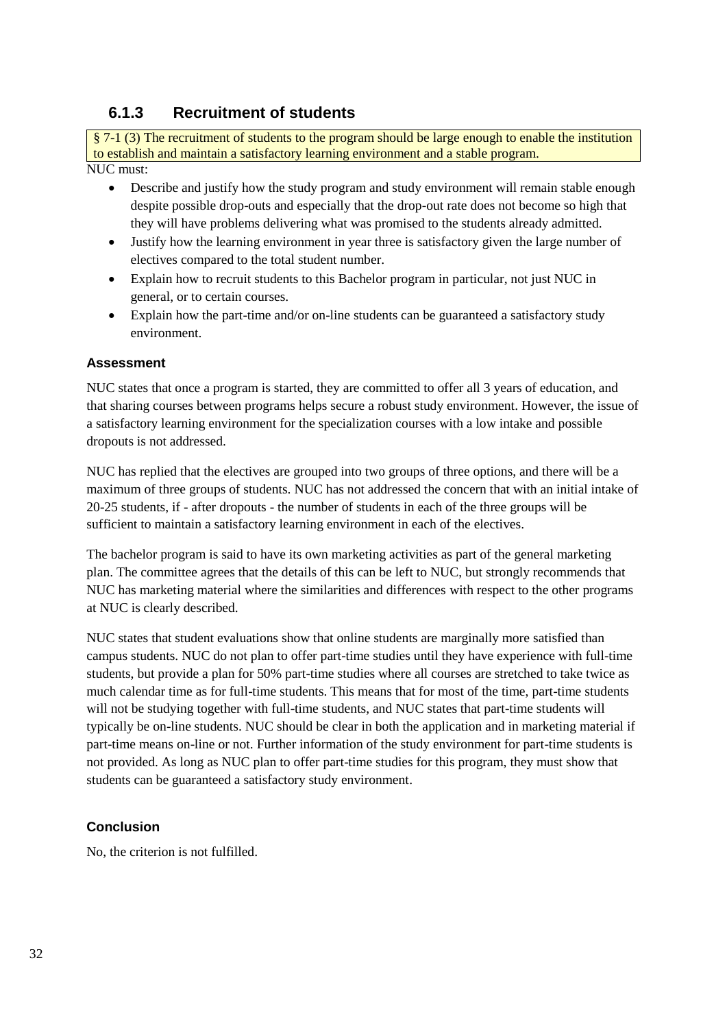### 6.1.3 Recruitment of students

§ 7-1 (3) The recruitment of students to the program should be large enough to enable the institution to establish and maintain a satisfactory learning environment and a stable program.

NUC must:

- Describe and justify how the study program and study environment will remain stable enough despite possible drop-outs and especially that the drop-out rate does not become so high that they will have problems delivering what was promised to the students already admitted.
- Justify how the learning environment in year three is satisfactory given the large number of electives compared to the total student number.
- Explain how to recruit students to this Bachelor program in particular, not just NUC in general, or to certain courses.
- Explain how the part-time and/or on-line students can be guaranteed a satisfactory study environment.

#### Assessment

NUC states that once a program is started, they are committed to offer all 3 years of education, and that sharing courses between programs helps secure a robust study environment. However, the issue of a satisfactory learning environment for the specialization courses with a low intake and possible dropouts is not addressed.

NUC has replied that the electives are grouped into two groups of three options, and there will be a maximum of three groups of students. NUC has not addressed the concern that with an initial intake of 20-25 students, if - after dropouts - the number of students in each of the three groups will be sufficient to maintain a satisfactory learning environment in each of the electives.

The bachelor program is said to have its own marketing activities as part of the general marketing plan. The committee agrees that the details of this can be left to NUC, but strongly recommends that NUC has marketing material where the similarities and differences with respect to the other programs at NUC is clearly described.

NUC states that student evaluations show that online students are marginally more satisfied than campus students. NUC do not plan to offer part-time studies until they have experience with full-time students, but provide a plan for 50% part-time studies where all courses are stretched to take twice as much calendar time as for full-time students. This means that for most of the time, part-time students will not be studying together with full-time students, and NUC states that part-time students will typically be on-line students. NUC should be clear in both the application and in marketing material if part-time means on-line or not. Further information of the study environment for part-time students is not provided. As long as NUC plan to offer part-time studies for this program, they must show that students can be guaranteed a satisfactory study environment.

#### Conclusion

No, the criterion is not fulfilled.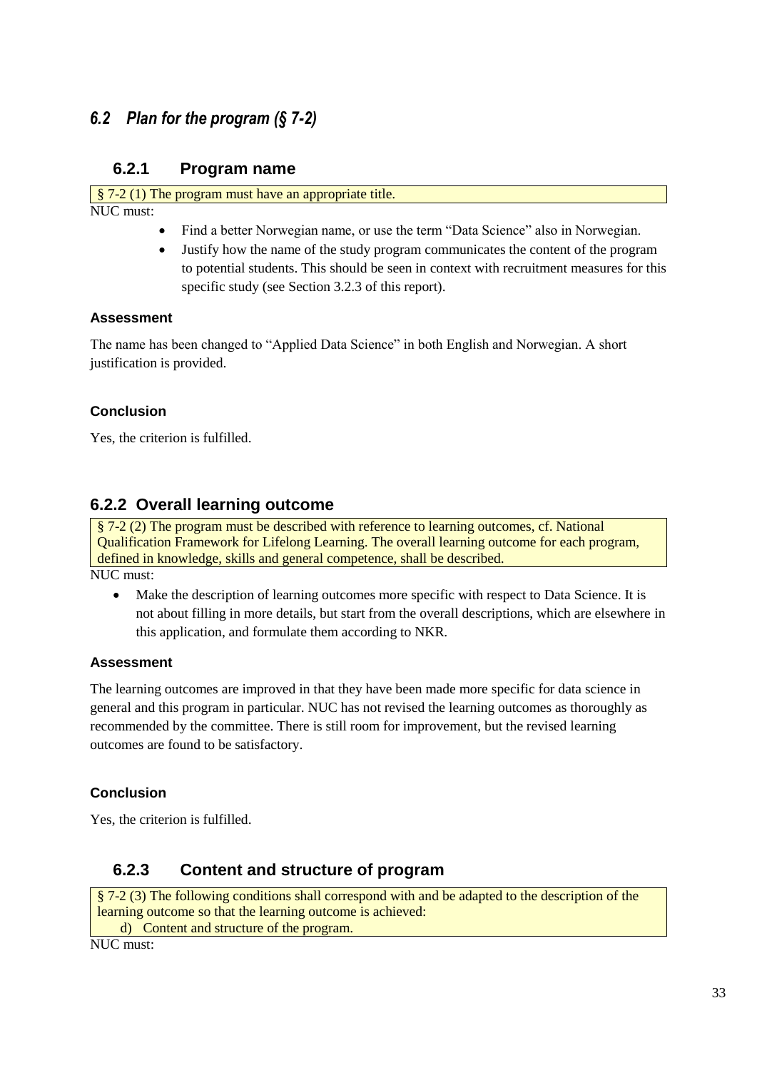## 6.2 Plan for the program (§ 7-2)

### 6.2.1 Program name

§ 7-2 (1) The program must have an appropriate title.

NUC must:

- Find a better Norwegian name, or use the term "Data Science" also in Norwegian.
- Justify how the name of the study program communicates the content of the program to potential students. This should be seen in context with recruitment measures for this specific study (see Section 3.2.3 of this report).

#### Assessment

The name has been changed to "Applied Data Science" in both English and Norwegian. A short justification is provided.

#### Conclusion

Yes, the criterion is fulfilled.

### 6.2.2 Overall learning outcome

§ 7-2 (2) The program must be described with reference to learning outcomes, cf. National Qualification Framework for Lifelong Learning. The overall learning outcome for each program, defined in knowledge, skills and general competence, shall be described.

NUC must:

- Make the description of learning outcomes more specific with respect to Data Science. It is not about filling in more details, but start from the overall descriptions, which are elsewhere in this application, and formulate them according to NKR.

#### Assessment

The learning outcomes are improved in that they have been made more specific for data science in general and this program in particular. NUC has not revised the learning outcomes as thoroughly as recommended by the committee. There is still room for improvement, but the revised learning outcomes are found to be satisfactory.

#### Conclusion

Yes, the criterion is fulfilled.

### 6.2.3 Content and structure of program

§ 7-2 (3) The following conditions shall correspond with and be adapted to the description of the learning outcome so that the learning outcome is achieved:

d) Content and structure of the program.

NUC must: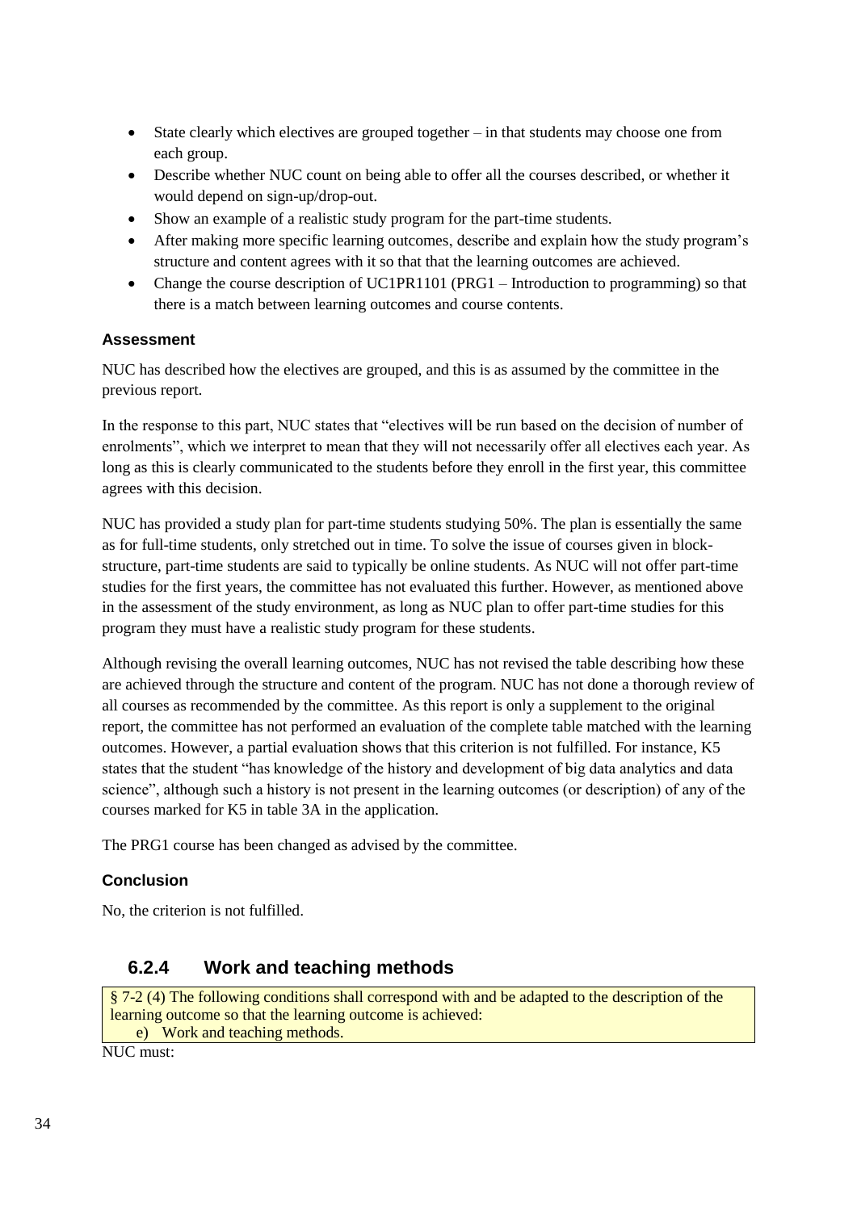- State clearly which electives are grouped together – in that students may choose one from each group.
- Describe whether NUC count on being able to offer all the courses described, or whether it would depend on sign-up/drop-out.
- Show an example of a realistic study program for the part-time students.
- After making more specific learning outcomes, describe and explain how the study program's structure and content agrees with it so that that the learning outcomes are achieved.
- Change the course description of UC1PR1101 (PRG1 – Introduction to programming) so that there is a match between learning outcomes and course contents.

#### Assessment

NUC has described how the electives are grouped, and this is as assumed by the committee in the previous report.

In the response to this part, NUC states that "electives will be run based on the decision of number of enrolments", which we interpret to mean that they will not necessarily offer all electives each year. As long as this is clearly communicated to the students before they enroll in the first year, this committee agrees with this decision.

NUC has provided a study plan for part-time students studying 50%. The plan is essentially the same as for full-time students, only stretched out in time. To solve the issue of courses given in block-structure, part-time students are said to typically be online students. As NUC will not offer part-time studies for the first years, the committee has not evaluated this further. However, as mentioned above in the assessment of the study environment, as long as NUC plan to offer part-time studies for this program they must have a realistic study program for these students.

Although revising the overall learning outcomes, NUC has not revised the table describing how these are achieved through the structure and content of the program. NUC has not done a thorough review of all courses as recommended by the committee. As this report is only a supplement to the original report, the committee has not performed an evaluation of the complete table matched with the learning outcomes. However, a partial evaluation shows that this criterion is not fulfilled. For instance, K5 states that the student "has knowledge of the history and development of big data analytics and data science", although such a history is not present in the learning outcomes (or description) of any of the courses marked for K5 in table 3A in the application.

The PRG1 course has been changed as advised by the committee.

#### Conclusion

No, the criterion is not fulfilled.

### 6.2.4 Work and teaching methods

§ 7-2 (4) The following conditions shall correspond with and be adapted to the description of the learning outcome so that the learning outcome is achieved:
e) Work and teaching methods.

NUC must: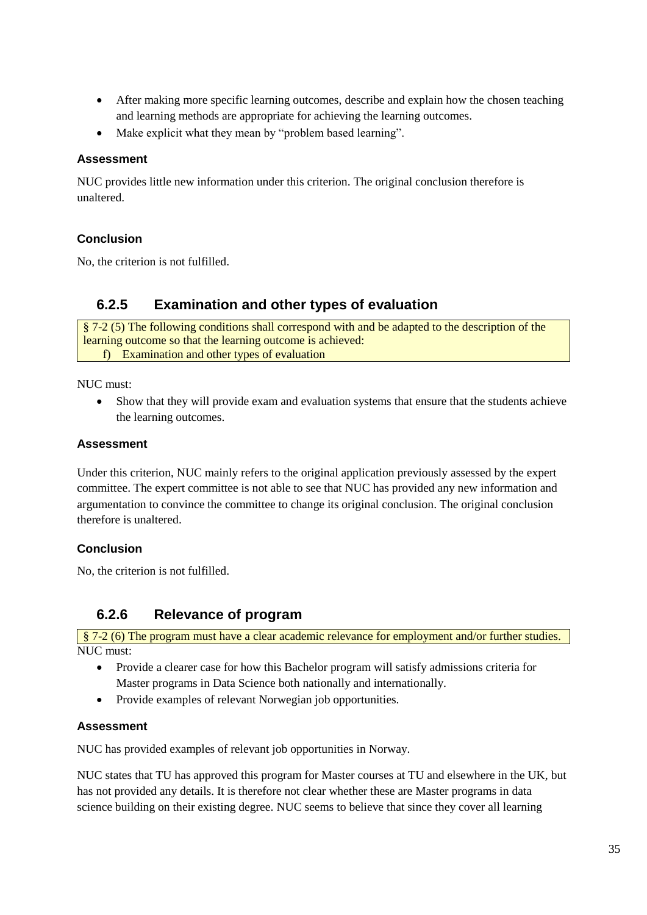- After making more specific learning outcomes, describe and explain how the chosen teaching and learning methods are appropriate for achieving the learning outcomes.
- Make explicit what they mean by "problem based learning".

#### Assessment

NUC provides little new information under this criterion. The original conclusion therefore is unaltered.

#### Conclusion

No, the criterion is not fulfilled.

### 6.2.5 Examination and other types of evaluation

§ 7-2 (5) The following conditions shall correspond with and be adapted to the description of the learning outcome so that the learning outcome is achieved:
f) Examination and other types of evaluation

NUC must:

- Show that they will provide exam and evaluation systems that ensure that the students achieve the learning outcomes.

#### Assessment

Under this criterion, NUC mainly refers to the original application previously assessed by the expert committee. The expert committee is not able to see that NUC has provided any new information and argumentation to convince the committee to change its original conclusion. The original conclusion therefore is unaltered.

#### Conclusion

No, the criterion is not fulfilled.

### 6.2.6 Relevance of program

§ 7-2 (6) The program must have a clear academic relevance for employment and/or further studies.

NUC must:

- Provide a clearer case for how this Bachelor program will satisfy admissions criteria for Master programs in Data Science both nationally and internationally.
- Provide examples of relevant Norwegian job opportunities.

#### Assessment

NUC has provided examples of relevant job opportunities in Norway.

NUC states that TU has approved this program for Master courses at TU and elsewhere in the UK, but has not provided any details. It is therefore not clear whether these are Master programs in data science building on their existing degree. NUC seems to believe that since they cover all learning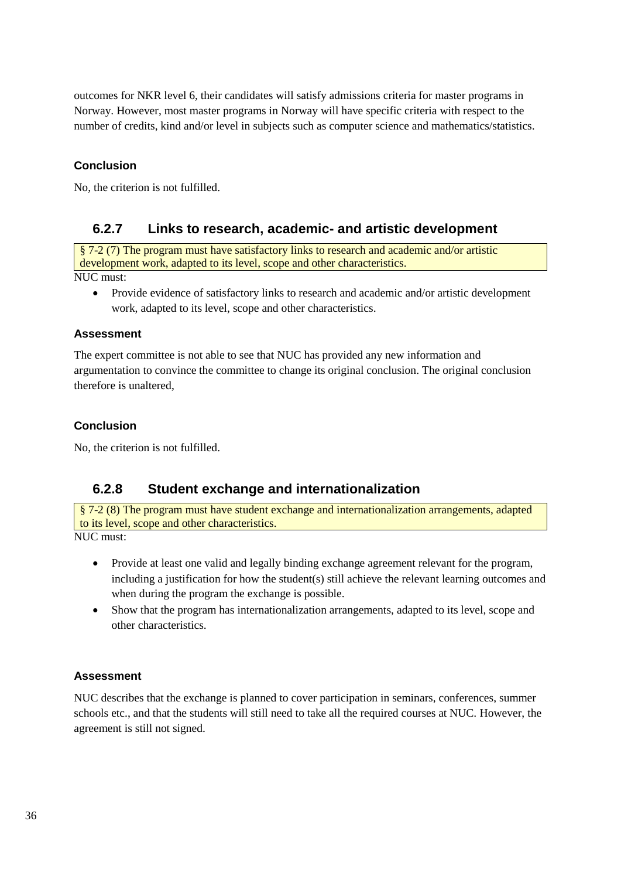outcomes for NKR level 6, their candidates will satisfy admissions criteria for master programs in Norway. However, most master programs in Norway will have specific criteria with respect to the number of credits, kind and/or level in subjects such as computer science and mathematics/statistics.

#### Conclusion

No, the criterion is not fulfilled.

### 6.2.7 Links to research, academic- and artistic development

> § 7-2 (7) The program must have satisfactory links to research and academic and/or artistic development work, adapted to its level, scope and other characteristics.

NUC must:

- Provide evidence of satisfactory links to research and academic and/or artistic development work, adapted to its level, scope and other characteristics.

#### Assessment

The expert committee is not able to see that NUC has provided any new information and argumentation to convince the committee to change its original conclusion. The original conclusion therefore is unaltered,

#### Conclusion

No, the criterion is not fulfilled.

### 6.2.8 Student exchange and internationalization

> § 7-2 (8) The program must have student exchange and internationalization arrangements, adapted to its level, scope and other characteristics.

NUC must:

- Provide at least one valid and legally binding exchange agreement relevant for the program, including a justification for how the student(s) still achieve the relevant learning outcomes and when during the program the exchange is possible.
- Show that the program has internationalization arrangements, adapted to its level, scope and other characteristics.

#### Assessment

NUC describes that the exchange is planned to cover participation in seminars, conferences, summer schools etc., and that the students will still need to take all the required courses at NUC. However, the agreement is still not signed.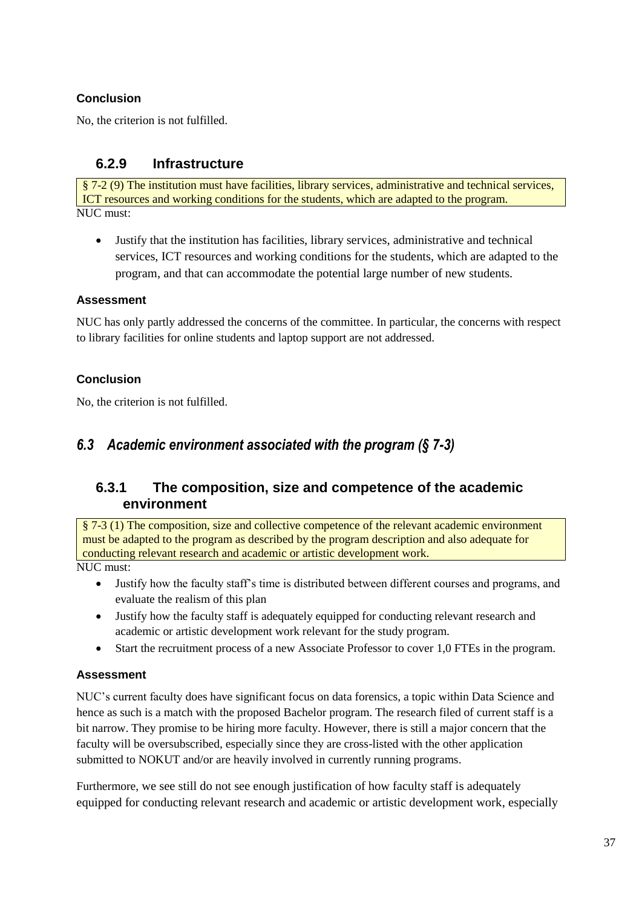#### Conclusion

No, the criterion is not fulfilled.

### 6.2.9 Infrastructure

§ 7-2 (9) The institution must have facilities, library services, administrative and technical services, ICT resources and working conditions for the students, which are adapted to the program.

NUC must:

- Justify that the institution has facilities, library services, administrative and technical services, ICT resources and working conditions for the students, which are adapted to the program, and that can accommodate the potential large number of new students.

#### Assessment

NUC has only partly addressed the concerns of the committee. In particular, the concerns with respect to library facilities for online students and laptop support are not addressed.

#### Conclusion

No, the criterion is not fulfilled.

## *6.3 Academic environment associated with the program (§ 7-3)*

### 6.3.1 The composition, size and competence of the academic environment

§ 7-3 (1) The composition, size and collective competence of the relevant academic environment must be adapted to the program as described by the program description and also adequate for conducting relevant research and academic or artistic development work.

NUC must:

- Justify how the faculty staff's time is distributed between different courses and programs, and evaluate the realism of this plan
- Justify how the faculty staff is adequately equipped for conducting relevant research and academic or artistic development work relevant for the study program.
- Start the recruitment process of a new Associate Professor to cover 1,0 FTEs in the program.

#### Assessment

NUC's current faculty does have significant focus on data forensics, a topic within Data Science and hence as such is a match with the proposed Bachelor program. The research filed of current staff is a bit narrow. They promise to be hiring more faculty. However, there is still a major concern that the faculty will be oversubscribed, especially since they are cross-listed with the other application submitted to NOKUT and/or are heavily involved in currently running programs.

Furthermore, we see still do not see enough justification of how faculty staff is adequately equipped for conducting relevant research and academic or artistic development work, especially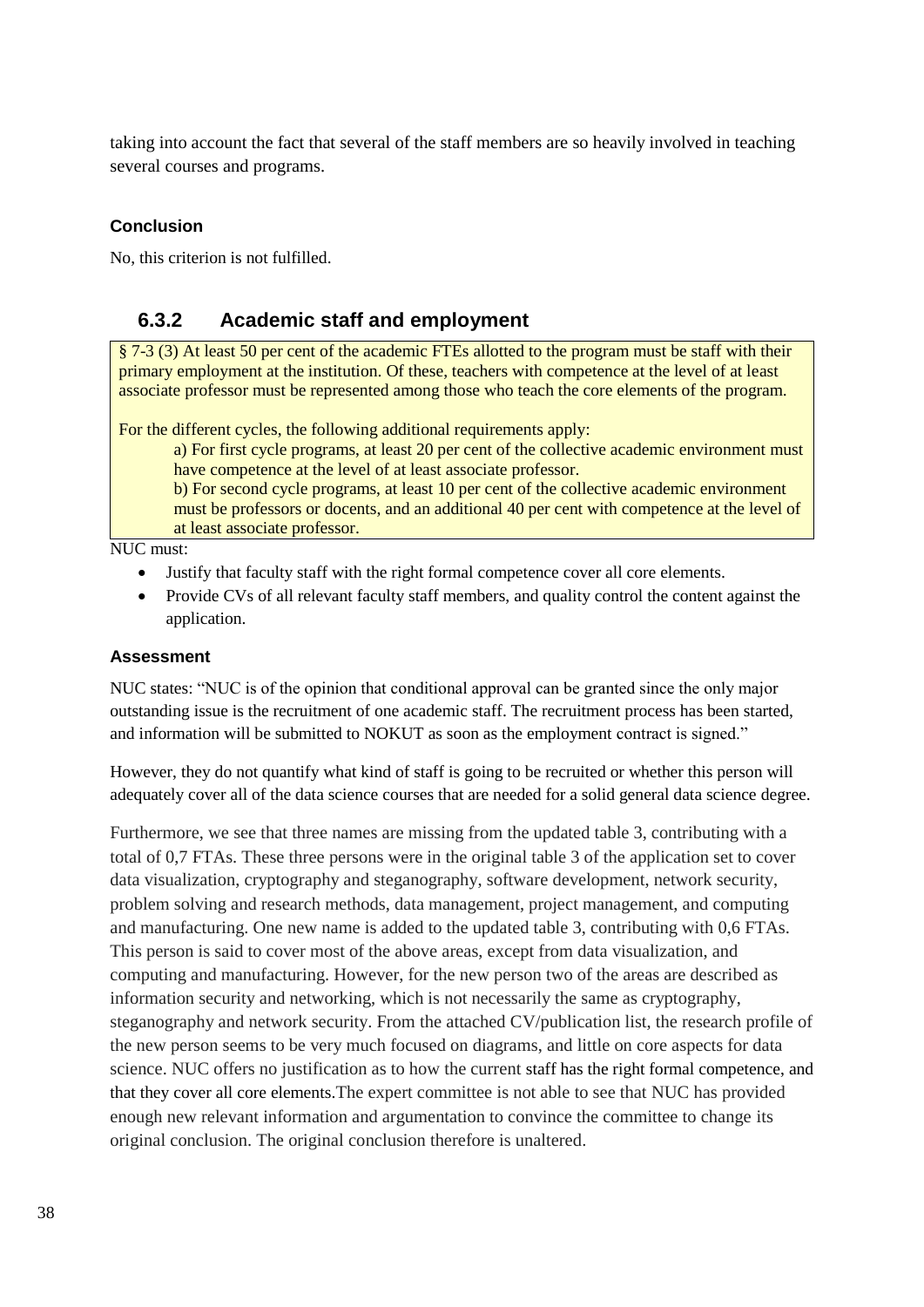taking into account the fact that several of the staff members are so heavily involved in teaching several courses and programs.

#### Conclusion

No, this criterion is not fulfilled.

### 6.3.2 Academic staff and employment

> § 7-3 (3) At least 50 per cent of the academic FTEs allotted to the program must be staff with their primary employment at the institution. Of these, teachers with competence at the level of at least associate professor must be represented among those who teach the core elements of the program.
>
> For the different cycles, the following additional requirements apply:
>
> a) For first cycle programs, at least 20 per cent of the collective academic environment must have competence at the level of at least associate professor.
>
> b) For second cycle programs, at least 10 per cent of the collective academic environment must be professors or docents, and an additional 40 per cent with competence at the level of at least associate professor.

NUC must:

- Justify that faculty staff with the right formal competence cover all core elements.
- Provide CVs of all relevant faculty staff members, and quality control the content against the application.

#### Assessment

NUC states: "NUC is of the opinion that conditional approval can be granted since the only major outstanding issue is the recruitment of one academic staff. The recruitment process has been started, and information will be submitted to NOKUT as soon as the employment contract is signed."

However, they do not quantify what kind of staff is going to be recruited or whether this person will adequately cover all of the data science courses that are needed for a solid general data science degree.

Furthermore, we see that three names are missing from the updated table 3, contributing with a total of 0,7 FTAs. These three persons were in the original table 3 of the application set to cover data visualization, cryptography and steganography, software development, network security, problem solving and research methods, data management, project management, and computing and manufacturing. One new name is added to the updated table 3, contributing with 0,6 FTAs. This person is said to cover most of the above areas, except from data visualization, and computing and manufacturing. However, for the new person two of the areas are described as information security and networking, which is not necessarily the same as cryptography, steganography and network security. From the attached CV/publication list, the research profile of the new person seems to be very much focused on diagrams, and little on core aspects for data science. NUC offers no justification as to how the current staff has the right formal competence, and that they cover all core elements.The expert committee is not able to see that NUC has provided enough new relevant information and argumentation to convince the committee to change its original conclusion. The original conclusion therefore is unaltered.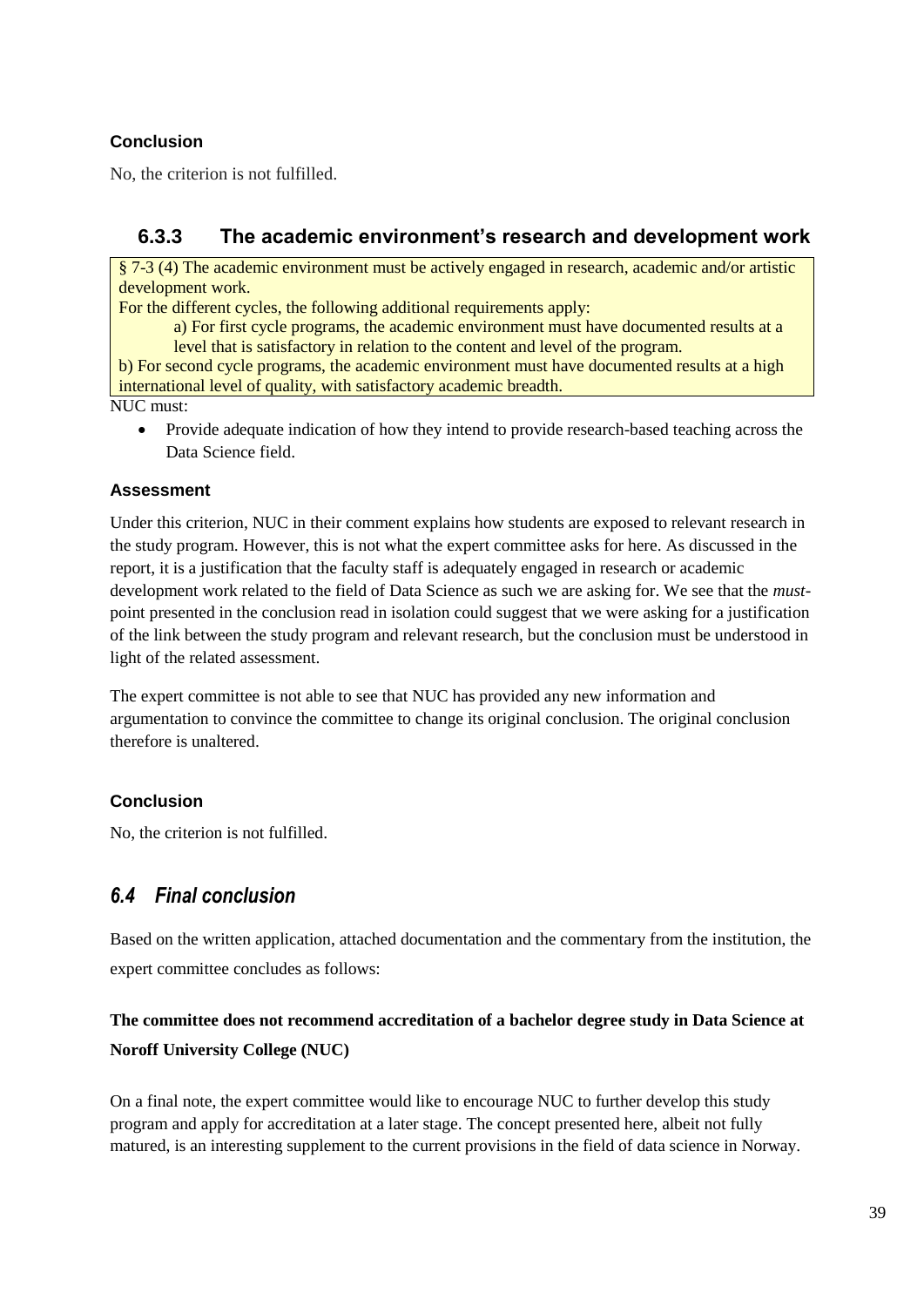#### Conclusion

No, the criterion is not fulfilled.

### 6.3.3 The academic environment's research and development work

> § 7-3 (4) The academic environment must be actively engaged in research, academic and/or artistic development work.
> For the different cycles, the following additional requirements apply:
> a) For first cycle programs, the academic environment must have documented results at a level that is satisfactory in relation to the content and level of the program.
> b) For second cycle programs, the academic environment must have documented results at a high international level of quality, with satisfactory academic breadth.

NUC must:

- Provide adequate indication of how they intend to provide research-based teaching across the Data Science field.

#### Assessment

Under this criterion, NUC in their comment explains how students are exposed to relevant research in the study program. However, this is not what the expert committee asks for here. As discussed in the report, it is a justification that the faculty staff is adequately engaged in research or academic development work related to the field of Data Science as such we are asking for. We see that the *must*-point presented in the conclusion read in isolation could suggest that we were asking for a justification of the link between the study program and relevant research, but the conclusion must be understood in light of the related assessment.

The expert committee is not able to see that NUC has provided any new information and argumentation to convince the committee to change its original conclusion. The original conclusion therefore is unaltered.

#### Conclusion

No, the criterion is not fulfilled.

## *6.4 Final conclusion*

Based on the written application, attached documentation and the commentary from the institution, the expert committee concludes as follows:

**The committee does not recommend accreditation of a bachelor degree study in Data Science at Noroff University College (NUC)**

On a final note, the expert committee would like to encourage NUC to further develop this study program and apply for accreditation at a later stage. The concept presented here, albeit not fully matured, is an interesting supplement to the current provisions in the field of data science in Norway.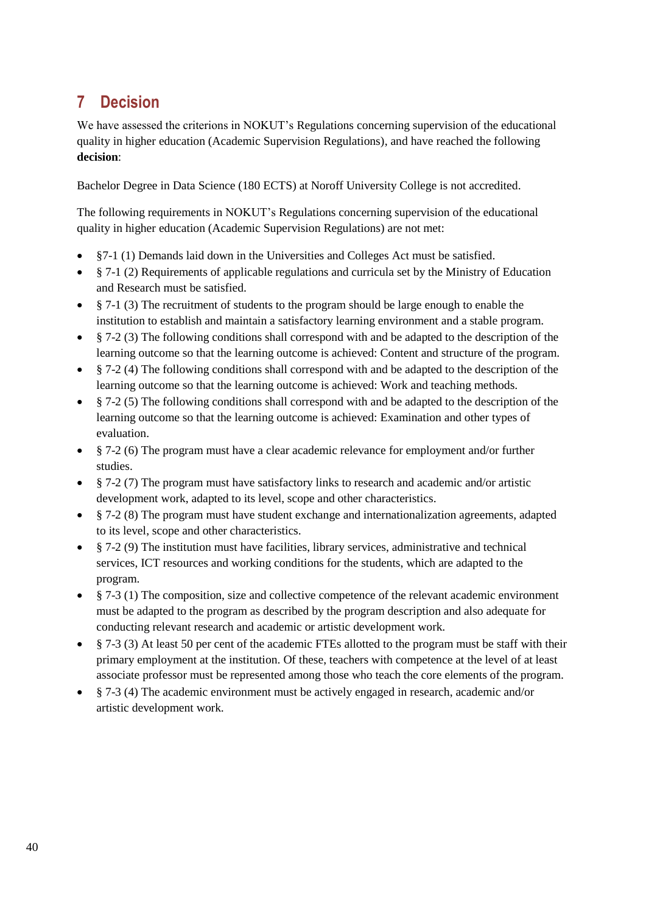# 7 Decision

We have assessed the criterions in NOKUT's Regulations concerning supervision of the educational quality in higher education (Academic Supervision Regulations), and have reached the following **decision**:

Bachelor Degree in Data Science (180 ECTS) at Noroff University College is not accredited.

The following requirements in NOKUT's Regulations concerning supervision of the educational quality in higher education (Academic Supervision Regulations) are not met:

- §7-1 (1) Demands laid down in the Universities and Colleges Act must be satisfied.
- § 7-1 (2) Requirements of applicable regulations and curricula set by the Ministry of Education and Research must be satisfied.
- § 7-1 (3) The recruitment of students to the program should be large enough to enable the institution to establish and maintain a satisfactory learning environment and a stable program.
- § 7-2 (3) The following conditions shall correspond with and be adapted to the description of the learning outcome so that the learning outcome is achieved: Content and structure of the program.
- § 7-2 (4) The following conditions shall correspond with and be adapted to the description of the learning outcome so that the learning outcome is achieved: Work and teaching methods.
- § 7-2 (5) The following conditions shall correspond with and be adapted to the description of the learning outcome so that the learning outcome is achieved: Examination and other types of evaluation.
- § 7-2 (6) The program must have a clear academic relevance for employment and/or further studies.
- § 7-2 (7) The program must have satisfactory links to research and academic and/or artistic development work, adapted to its level, scope and other characteristics.
- § 7-2 (8) The program must have student exchange and internationalization agreements, adapted to its level, scope and other characteristics.
- § 7-2 (9) The institution must have facilities, library services, administrative and technical services, ICT resources and working conditions for the students, which are adapted to the program.
- § 7-3 (1) The composition, size and collective competence of the relevant academic environment must be adapted to the program as described by the program description and also adequate for conducting relevant research and academic or artistic development work.
- § 7-3 (3) At least 50 per cent of the academic FTEs allotted to the program must be staff with their primary employment at the institution. Of these, teachers with competence at the level of at least associate professor must be represented among those who teach the core elements of the program.
- § 7-3 (4) The academic environment must be actively engaged in research, academic and/or artistic development work.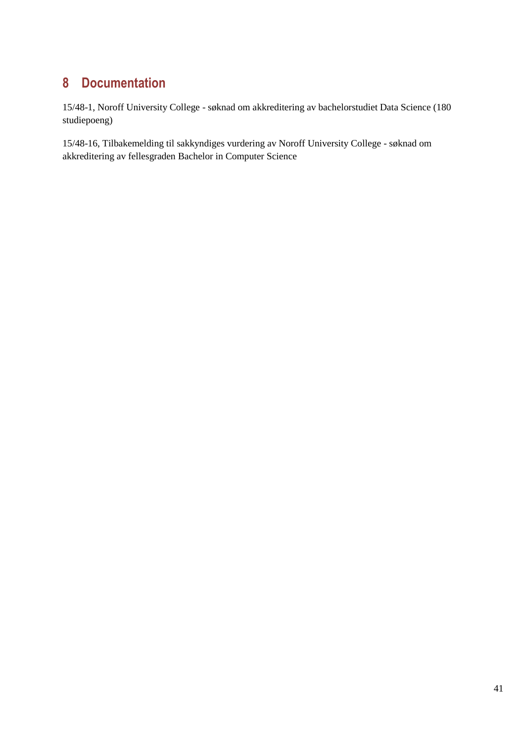# 8 Documentation

15/48-1, Noroff University College - søknad om akkreditering av bachelorstudiet Data Science (180 studiepoeng)

15/48-16, Tilbakemelding til sakkyndiges vurdering av Noroff University College - søknad om akkreditering av fellesgraden Bachelor in Computer Science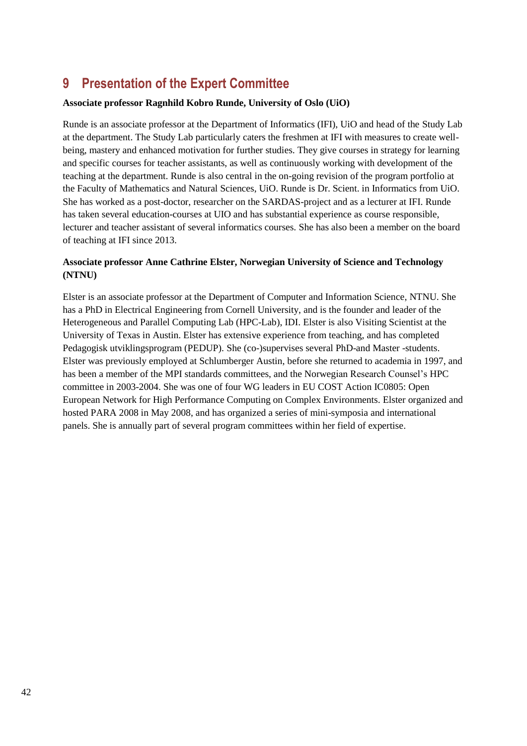# 9 Presentation of the Expert Committee

**Associate professor Ragnhild Kobro Runde, University of Oslo (UiO)**

Runde is an associate professor at the Department of Informatics (IFI), UiO and head of the Study Lab at the department. The Study Lab particularly caters the freshmen at IFI with measures to create well-being, mastery and enhanced motivation for further studies. They give courses in strategy for learning and specific courses for teacher assistants, as well as continuously working with development of the teaching at the department. Runde is also central in the on-going revision of the program portfolio at the Faculty of Mathematics and Natural Sciences, UiO. Runde is Dr. Scient. in Informatics from UiO. She has worked as a post-doctor, researcher on the SARDAS-project and as a lecturer at IFI. Runde has taken several education-courses at UIO and has substantial experience as course responsible, lecturer and teacher assistant of several informatics courses. She has also been a member on the board of teaching at IFI since 2013.

**Associate professor Anne Cathrine Elster, Norwegian University of Science and Technology (NTNU)**

Elster is an associate professor at the Department of Computer and Information Science, NTNU. She has a PhD in Electrical Engineering from Cornell University, and is the founder and leader of the Heterogeneous and Parallel Computing Lab (HPC-Lab), IDI. Elster is also Visiting Scientist at the University of Texas in Austin. Elster has extensive experience from teaching, and has completed Pedagogisk utviklingsprogram (PEDUP). She (co-)supervises several PhD-and Master -students. Elster was previously employed at Schlumberger Austin, before she returned to academia in 1997, and has been a member of the MPI standards committees, and the Norwegian Research Counsel's HPC committee in 2003-2004. She was one of four WG leaders in EU COST Action IC0805: Open European Network for High Performance Computing on Complex Environments. Elster organized and hosted PARA 2008 in May 2008, and has organized a series of mini-symposia and international panels. She is annually part of several program committees within her field of expertise.